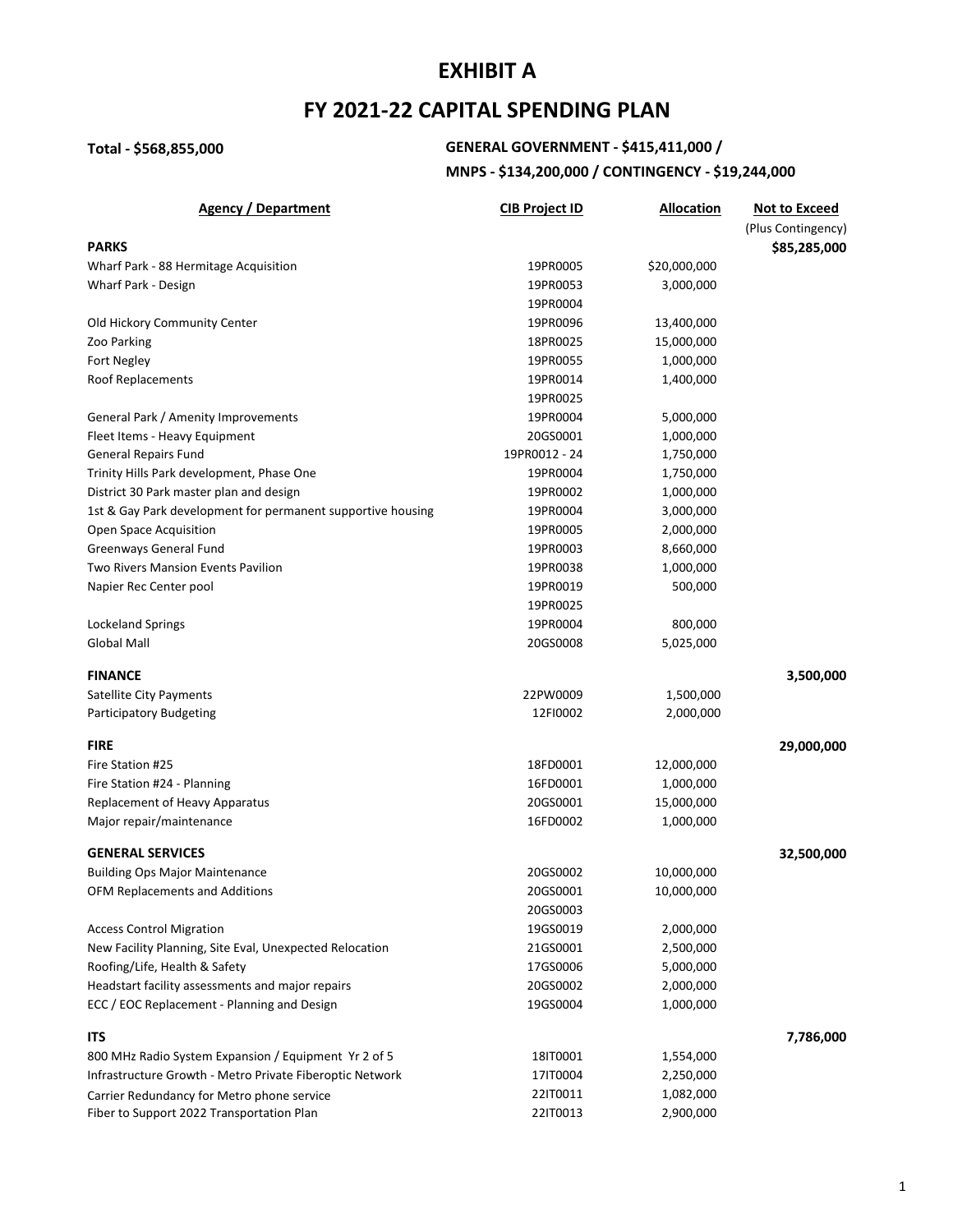# EXHIBIT A

# FY 2021-22 CAPITAL SPENDING PLAN

**Total - $568,855,000**

**GENERAL GOVERNMENT - $415,411,000 / MNPS - $134,200,000 / CONTINGENCY - $19,244,000**

| Agency / Department | CIB Project ID | Allocation | Not to Exceed (Plus Contingency) |
|---|---|---|---|
| **PARKS** | | | **$85,285,000** |
| Wharf Park - 88 Hermitage Acquisition | 19PR0005 | $20,000,000 | |
| Wharf Park - Design | 19PR0053 | 3,000,000 | |
| | 19PR0004 | | |
| Old Hickory Community Center | 19PR0096 | 13,400,000 | |
| Zoo Parking | 18PR0025 | 15,000,000 | |
| Fort Negley | 19PR0055 | 1,000,000 | |
| Roof Replacements | 19PR0014 | 1,400,000 | |
| | 19PR0025 | | |
| General Park / Amenity Improvements | 19PR0004 | 5,000,000 | |
| Fleet Items - Heavy Equipment | 20GS0001 | 1,000,000 | |
| General Repairs Fund | 19PR0012 - 24 | 1,750,000 | |
| Trinity Hills Park development, Phase One | 19PR0004 | 1,750,000 | |
| District 30 Park master plan and design | 19PR0002 | 1,000,000 | |
| 1st & Gay Park development for permanent supportive housing | 19PR0004 | 3,000,000 | |
| Open Space Acquisition | 19PR0005 | 2,000,000 | |
| Greenways General Fund | 19PR0003 | 8,660,000 | |
| Two Rivers Mansion Events Pavilion | 19PR0038 | 1,000,000 | |
| Napier Rec Center pool | 19PR0019 | 500,000 | |
| | 19PR0025 | | |
| Lockeland Springs | 19PR0004 | 800,000 | |
| Global Mall | 20GS0008 | 5,025,000 | |
| **FINANCE** | | | **3,500,000** |
| Satellite City Payments | 22PW0009 | 1,500,000 | |
| Participatory Budgeting | 12FI0002 | 2,000,000 | |
| **FIRE** | | | **29,000,000** |
| Fire Station #25 | 18FD0001 | 12,000,000 | |
| Fire Station #24 - Planning | 16FD0001 | 1,000,000 | |
| Replacement of Heavy Apparatus | 20GS0001 | 15,000,000 | |
| Major repair/maintenance | 16FD0002 | 1,000,000 | |
| **GENERAL SERVICES** | | | **32,500,000** |
| Building Ops Major Maintenance | 20GS0002 | 10,000,000 | |
| OFM Replacements and Additions | 20GS0001 | 10,000,000 | |
| | 20GS0003 | | |
| Access Control Migration | 19GS0019 | 2,000,000 | |
| New Facility Planning, Site Eval, Unexpected Relocation | 21GS0001 | 2,500,000 | |
| Roofing/Life, Health & Safety | 17GS0006 | 5,000,000 | |
| Headstart facility assessments and major repairs | 20GS0002 | 2,000,000 | |
| ECC / EOC Replacement - Planning and Design | 19GS0004 | 1,000,000 | |
| **ITS** | | | **7,786,000** |
| 800 MHz Radio System Expansion / Equipment Yr 2 of 5 | 18IT0001 | 1,554,000 | |
| Infrastructure Growth - Metro Private Fiberoptic Network | 17IT0004 | 2,250,000 | |
| Carrier Redundancy for Metro phone service | 22IT0011 | 1,082,000 | |
| Fiber to Support 2022 Transportation Plan | 22IT0013 | 2,900,000 | |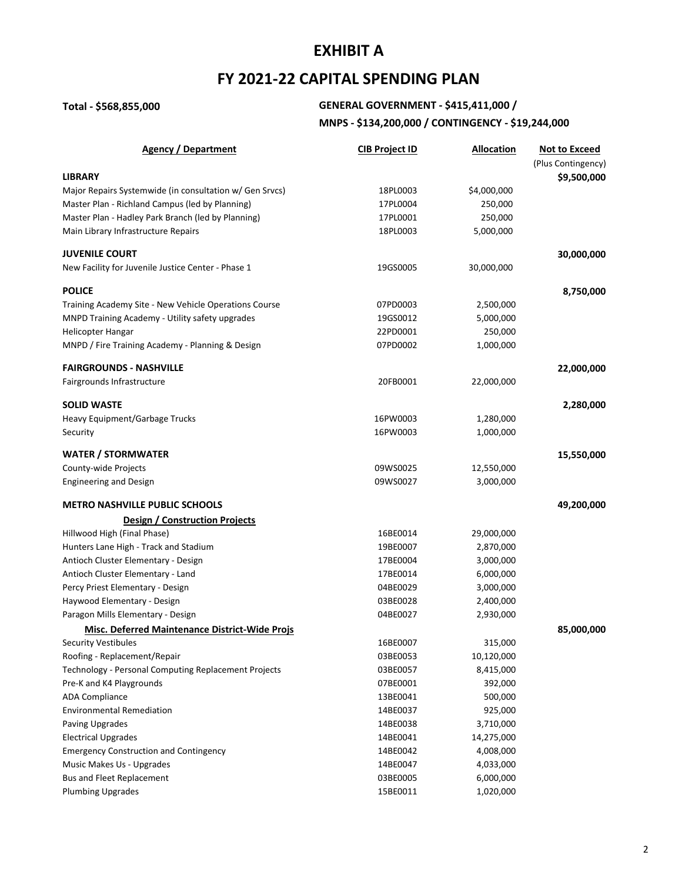# EXHIBIT A

# FY 2021-22 CAPITAL SPENDING PLAN

**Total - $568,855,000**

**GENERAL GOVERNMENT - $415,411,000 / MNPS - $134,200,000 / CONTINGENCY - $19,244,000**

| Agency / Department | CIB Project ID | Allocation | Not to Exceed (Plus Contingency) |
|---|---|---|---|
| **LIBRARY** | | | **$9,500,000** |
| Major Repairs Systemwide (in consultation w/ Gen Srvcs) | 18PL0003 | $4,000,000 | |
| Master Plan - Richland Campus (led by Planning) | 17PL0004 | 250,000 | |
| Master Plan - Hadley Park Branch (led by Planning) | 17PL0001 | 250,000 | |
| Main Library Infrastructure Repairs | 18PL0003 | 5,000,000 | |
| **JUVENILE COURT** | | | **30,000,000** |
| New Facility for Juvenile Justice Center - Phase 1 | 19GS0005 | 30,000,000 | |
| **POLICE** | | | **8,750,000** |
| Training Academy Site - New Vehicle Operations Course | 07PD0003 | 2,500,000 | |
| MNPD Training Academy - Utility safety upgrades | 19GS0012 | 5,000,000 | |
| Helicopter Hangar | 22PD0001 | 250,000 | |
| MNPD / Fire Training Academy - Planning & Design | 07PD0002 | 1,000,000 | |
| **FAIRGROUNDS - NASHVILLE** | | | **22,000,000** |
| Fairgrounds Infrastructure | 20FB0001 | 22,000,000 | |
| **SOLID WASTE** | | | **2,280,000** |
| Heavy Equipment/Garbage Trucks | 16PW0003 | 1,280,000 | |
| Security | 16PW0003 | 1,000,000 | |
| **WATER / STORMWATER** | | | **15,550,000** |
| County-wide Projects | 09WS0025 | 12,550,000 | |
| Engineering and Design | 09WS0027 | 3,000,000 | |
| **METRO NASHVILLE PUBLIC SCHOOLS** | | | **49,200,000** |
| **Design / Construction Projects** | | | |
| Hillwood High (Final Phase) | 16BE0014 | 29,000,000 | |
| Hunters Lane High - Track and Stadium | 19BE0007 | 2,870,000 | |
| Antioch Cluster Elementary - Design | 17BE0004 | 3,000,000 | |
| Antioch Cluster Elementary - Land | 17BE0014 | 6,000,000 | |
| Percy Priest Elementary - Design | 04BE0029 | 3,000,000 | |
| Haywood Elementary - Design | 03BE0028 | 2,400,000 | |
| Paragon Mills Elementary - Design | 04BE0027 | 2,930,000 | |
| **Misc. Deferred Maintenance District-Wide Projs** | | | **85,000,000** |
| Security Vestibules | 16BE0007 | 315,000 | |
| Roofing - Replacement/Repair | 03BE0053 | 10,120,000 | |
| Technology - Personal Computing Replacement Projects | 03BE0057 | 8,415,000 | |
| Pre-K and K4 Playgrounds | 07BE0001 | 392,000 | |
| ADA Compliance | 13BE0041 | 500,000 | |
| Environmental Remediation | 14BE0037 | 925,000 | |
| Paving Upgrades | 14BE0038 | 3,710,000 | |
| Electrical Upgrades | 14BE0041 | 14,275,000 | |
| Emergency Construction and Contingency | 14BE0042 | 4,008,000 | |
| Music Makes Us - Upgrades | 14BE0047 | 4,033,000 | |
| Bus and Fleet Replacement | 03BE0005 | 6,000,000 | |
| Plumbing Upgrades | 15BE0011 | 1,020,000 | |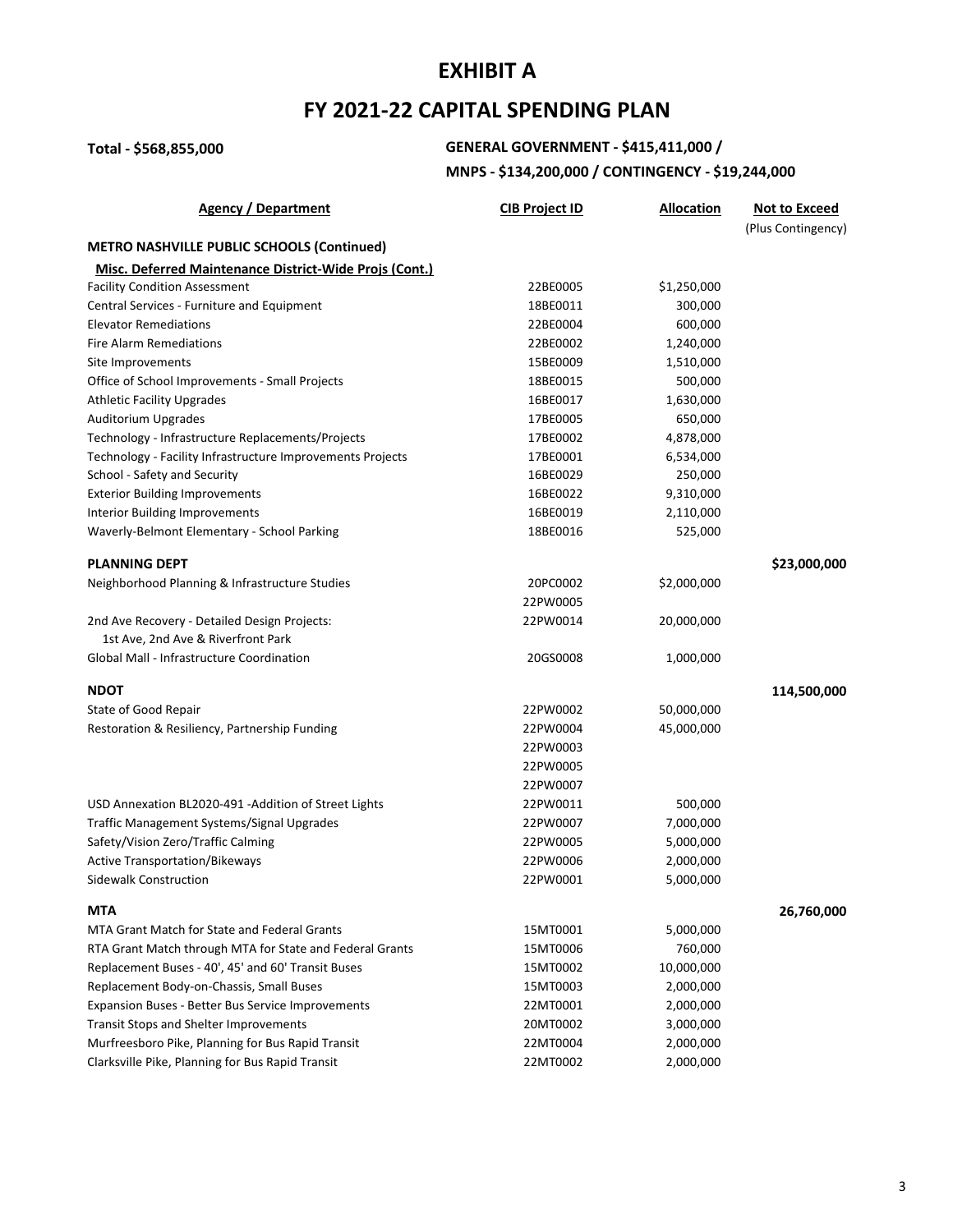# EXHIBIT A

# FY 2021-22 CAPITAL SPENDING PLAN

**Total - $568,855,000**

**GENERAL GOVERNMENT - $415,411,000 / MNPS - $134,200,000 / CONTINGENCY - $19,244,000**

| Agency / Department | CIB Project ID | Allocation | Not to Exceed (Plus Contingency) |
|---|---|---|---|
| **METRO NASHVILLE PUBLIC SCHOOLS (Continued)** | | | |
| **Misc. Deferred Maintenance District-Wide Projs (Cont.)** | | | |
| Facility Condition Assessment | 22BE0005 | $1,250,000 | |
| Central Services - Furniture and Equipment | 18BE0011 | 300,000 | |
| Elevator Remediations | 22BE0004 | 600,000 | |
| Fire Alarm Remediations | 22BE0002 | 1,240,000 | |
| Site Improvements | 15BE0009 | 1,510,000 | |
| Office of School Improvements - Small Projects | 18BE0015 | 500,000 | |
| Athletic Facility Upgrades | 16BE0017 | 1,630,000 | |
| Auditorium Upgrades | 17BE0005 | 650,000 | |
| Technology - Infrastructure Replacements/Projects | 17BE0002 | 4,878,000 | |
| Technology - Facility Infrastructure Improvements Projects | 17BE0001 | 6,534,000 | |
| School - Safety and Security | 16BE0029 | 250,000 | |
| Exterior Building Improvements | 16BE0022 | 9,310,000 | |
| Interior Building Improvements | 16BE0019 | 2,110,000 | |
| Waverly-Belmont Elementary - School Parking | 18BE0016 | 525,000 | |
| **PLANNING DEPT** | | | **$23,000,000** |
| Neighborhood Planning & Infrastructure Studies | 20PC0002 | $2,000,000 | |
| | 22PW0005 | | |
| 2nd Ave Recovery - Detailed Design Projects: 1st Ave, 2nd Ave & Riverfront Park | 22PW0014 | 20,000,000 | |
| Global Mall - Infrastructure Coordination | 20GS0008 | 1,000,000 | |
| **NDOT** | | | **114,500,000** |
| State of Good Repair | 22PW0002 | 50,000,000 | |
| Restoration & Resiliency, Partnership Funding | 22PW0004 | 45,000,000 | |
| | 22PW0003 | | |
| | 22PW0005 | | |
| | 22PW0007 | | |
| USD Annexation BL2020-491 -Addition of Street Lights | 22PW0011 | 500,000 | |
| Traffic Management Systems/Signal Upgrades | 22PW0007 | 7,000,000 | |
| Safety/Vision Zero/Traffic Calming | 22PW0005 | 5,000,000 | |
| Active Transportation/Bikeways | 22PW0006 | 2,000,000 | |
| Sidewalk Construction | 22PW0001 | 5,000,000 | |
| **MTA** | | | **26,760,000** |
| MTA Grant Match for State and Federal Grants | 15MT0001 | 5,000,000 | |
| RTA Grant Match through MTA for State and Federal Grants | 15MT0006 | 760,000 | |
| Replacement Buses - 40', 45' and 60' Transit Buses | 15MT0002 | 10,000,000 | |
| Replacement Body-on-Chassis, Small Buses | 15MT0003 | 2,000,000 | |
| Expansion Buses - Better Bus Service Improvements | 22MT0001 | 2,000,000 | |
| Transit Stops and Shelter Improvements | 20MT0002 | 3,000,000 | |
| Murfreesboro Pike, Planning for Bus Rapid Transit | 22MT0004 | 2,000,000 | |
| Clarksville Pike, Planning for Bus Rapid Transit | 22MT0002 | 2,000,000 | |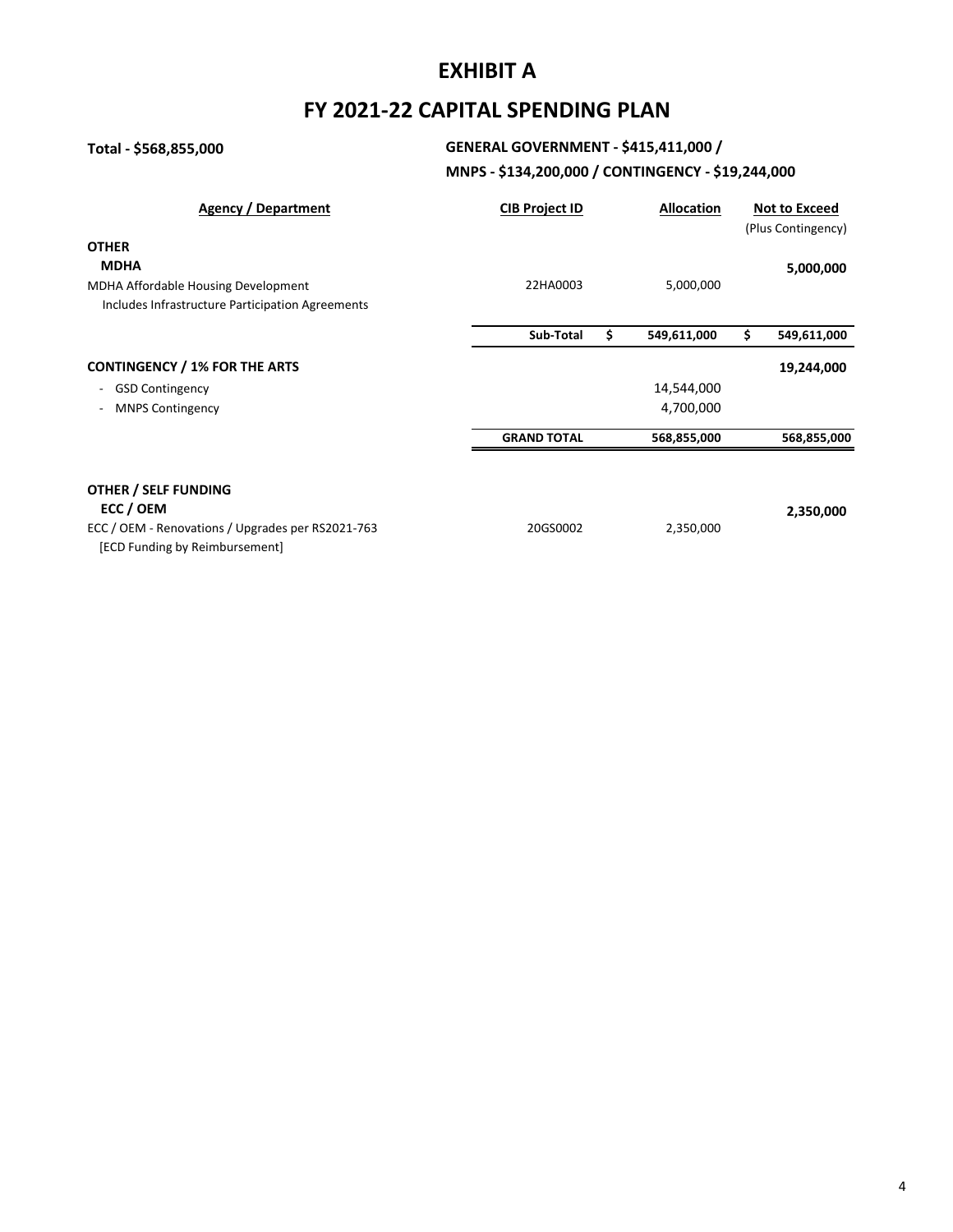# EXHIBIT A

# FY 2021-22 CAPITAL SPENDING PLAN

**Total - $568,855,000**

**GENERAL GOVERNMENT - $415,411,000 / MNPS - $134,200,000 / CONTINGENCY - $19,244,000**

| Agency / Department | CIB Project ID | Allocation | Not to Exceed (Plus Contingency) |
|---|---|---|---|
| **OTHER** | | | |
| **MDHA** | | | **5,000,000** |
| MDHA Affordable Housing Development<br>Includes Infrastructure Participation Agreements | 22HA0003 | 5,000,000 | |
| | **Sub-Total** | **$ 549,611,000** | **$ 549,611,000** |
| **CONTINGENCY / 1% FOR THE ARTS** | | | **19,244,000** |
| - GSD Contingency | | 14,544,000 | |
| - MNPS Contingency | | 4,700,000 | |
| | **GRAND TOTAL** | **568,855,000** | **568,855,000** |
| | | | |
| **OTHER / SELF FUNDING** | | | |
| **ECC / OEM** | | | **2,350,000** |
| ECC / OEM - Renovations / Upgrades per RS2021-763<br>[ECD Funding by Reimbursement] | 20GS0002 | 2,350,000 | |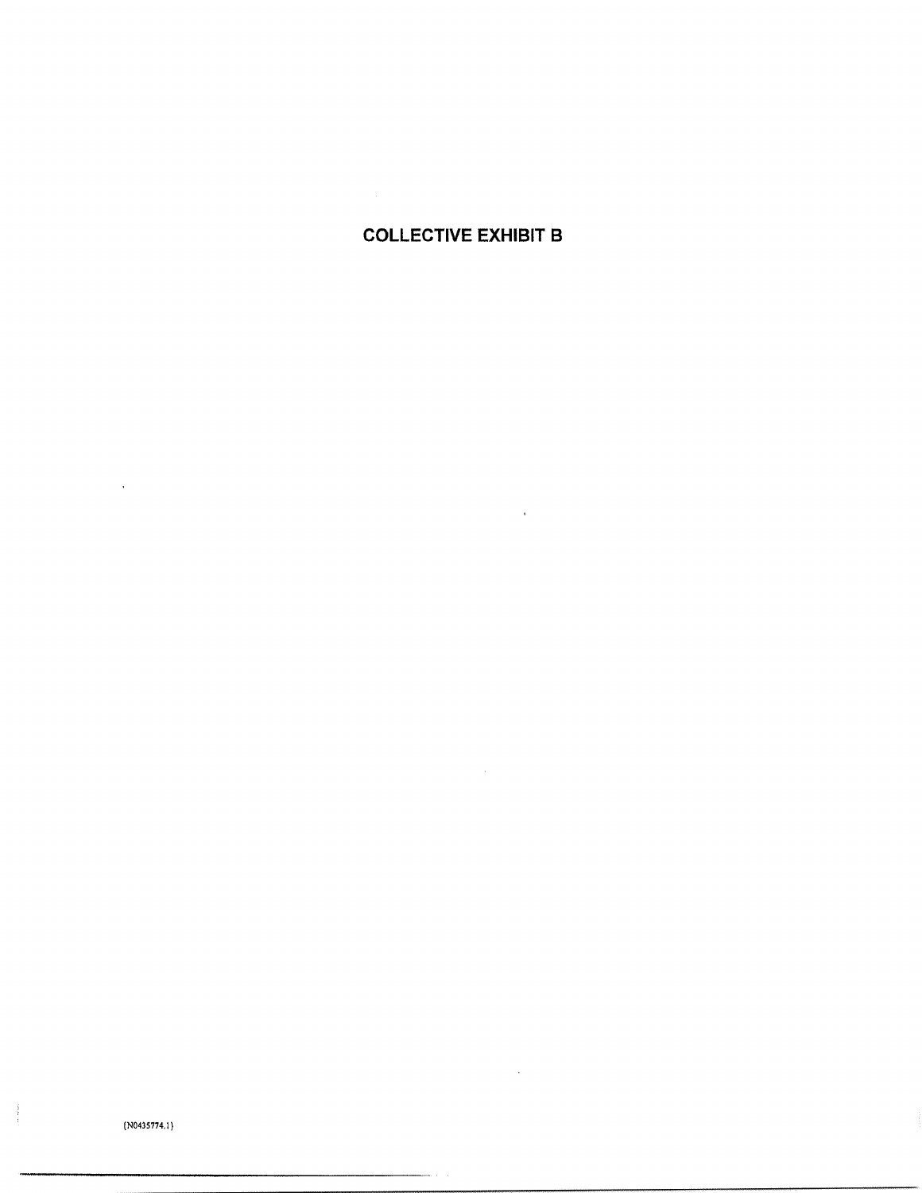# COLLECTIVE EXHIBIT B

{N0435774.1}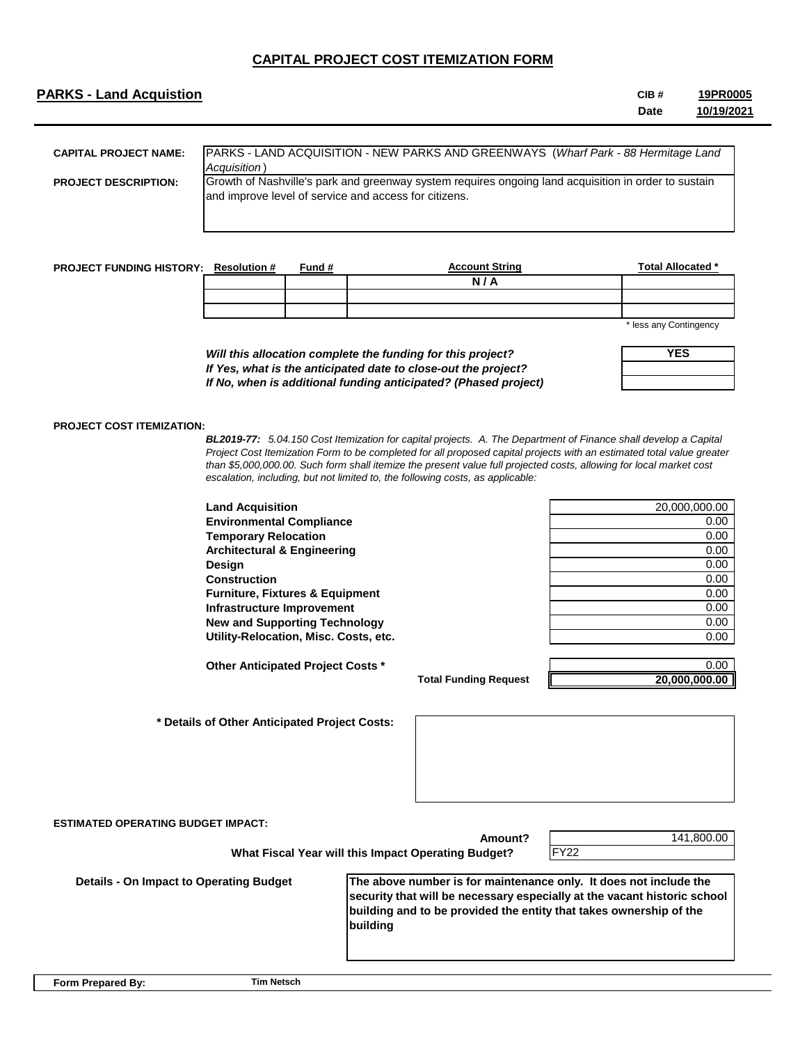# CAPITAL PROJECT COST ITEMIZATION FORM

**PARKS - Land Acquistion**

**CIB #** 19PR0005
**Date** 10/19/2021

**CAPITAL PROJECT NAME:** PARKS - LAND ACQUISITION - NEW PARKS AND GREENWAYS (*Wharf Park - 88 Hermitage Land Acquisition*)

**PROJECT DESCRIPTION:** Growth of Nashville's park and greenway system requires ongoing land acquisition in order to sustain and improve level of service and access for citizens.

**PROJECT FUNDING HISTORY:**

| Resolution # | Fund # | Account String | Total Allocated * |
|---|---|---|---|
| | | N / A | |
| | | | |
| | | | |

\* less any Contingency

| | |
|---|---|
| ***Will this allocation complete the funding for this project?*** | YES |
| ***If Yes, what is the anticipated date to close-out the project?*** | |
| ***If No, when is additional funding anticipated? (Phased project)*** | |

**PROJECT COST ITEMIZATION:**

***BL2019-77:*** *5.04.150 Cost Itemization for capital projects. A. The Department of Finance shall develop a Capital Project Cost Itemization Form to be completed for all proposed capital projects with an estimated total value greater than $5,000,000.00. Such form shall itemize the present value full projected costs, allowing for local market cost escalation, including, but not limited to, the following costs, as applicable:*

| Item | Amount |
|---|---|
| **Land Acquisition** | 20,000,000.00 |
| **Environmental Compliance** | 0.00 |
| **Temporary Relocation** | 0.00 |
| **Architectural & Engineering** | 0.00 |
| **Design** | 0.00 |
| **Construction** | 0.00 |
| **Furniture, Fixtures & Equipment** | 0.00 |
| **Infrastructure Improvement** | 0.00 |
| **New and Supporting Technology** | 0.00 |
| **Utility-Relocation, Misc. Costs, etc.** | 0.00 |
| **Other Anticipated Project Costs *** | 0.00 |
| **Total Funding Request** | **20,000,000.00** |

**\* Details of Other Anticipated Project Costs:**

**ESTIMATED OPERATING BUDGET IMPACT:**

**Amount?** 141,800.00

**What Fiscal Year will this Impact Operating Budget?** FY22

**Details - On Impact to Operating Budget:** **The above number is for maintenance only. It does not include the security that will be necessary especially at the vacant historic school building and to be provided the entity that takes ownership of the building**

**Form Prepared By:** Tim Netsch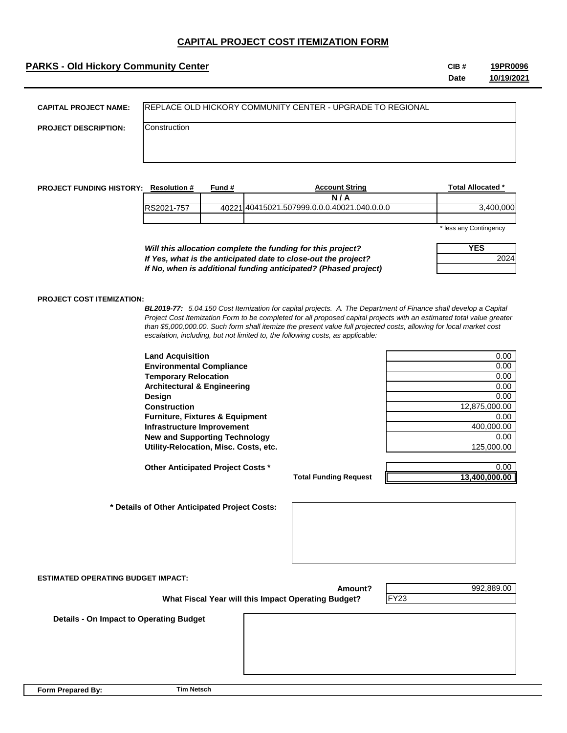# CAPITAL PROJECT COST ITEMIZATION FORM

**PARKS - Old Hickory Community Center**

**CIB #** 19PR0096
**Date** 10/19/2021

**CAPITAL PROJECT NAME:** REPLACE OLD HICKORY COMMUNITY CENTER - UPGRADE TO REGIONAL

**PROJECT DESCRIPTION:** Construction

**PROJECT FUNDING HISTORY:**

| Resolution # | Fund # | Account String | Total Allocated * |
|---|---|---|---|
| | | N / A | |
| RS2021-757 | 40221 | 40415021.507999.0.0.0.40021.040.0.0.0 | 3,400,000 |
| | | | |

\* less any Contingency

*Will this allocation complete the funding for this project?* **YES**
*If Yes, what is the anticipated date to close-out the project?* 2024
*If No, when is additional funding anticipated? (Phased project)*

**PROJECT COST ITEMIZATION:**

***BL2019-77:*** *5.04.150 Cost Itemization for capital projects. A. The Department of Finance shall develop a Capital Project Cost Itemization Form to be completed for all proposed capital projects with an estimated total value greater than $5,000,000.00. Such form shall itemize the present value full projected costs, allowing for local market cost escalation, including, but not limited to, the following costs, as applicable:*

| Item | Amount |
|---|---|
| **Land Acquisition** | 0.00 |
| **Environmental Compliance** | 0.00 |
| **Temporary Relocation** | 0.00 |
| **Architectural & Engineering** | 0.00 |
| **Design** | 0.00 |
| **Construction** | 12,875,000.00 |
| **Furniture, Fixtures & Equipment** | 0.00 |
| **Infrastructure Improvement** | 400,000.00 |
| **New and Supporting Technology** | 0.00 |
| **Utility-Relocation, Misc. Costs, etc.** | 125,000.00 |
| **Other Anticipated Project Costs *** | 0.00 |
| **Total Funding Request** | **13,400,000.00** |

**\* Details of Other Anticipated Project Costs:**

**ESTIMATED OPERATING BUDGET IMPACT:**

**Amount?** 992,889.00
**What Fiscal Year will this Impact Operating Budget?** FY23

**Details - On Impact to Operating Budget**

**Form Prepared By:** Tim Netsch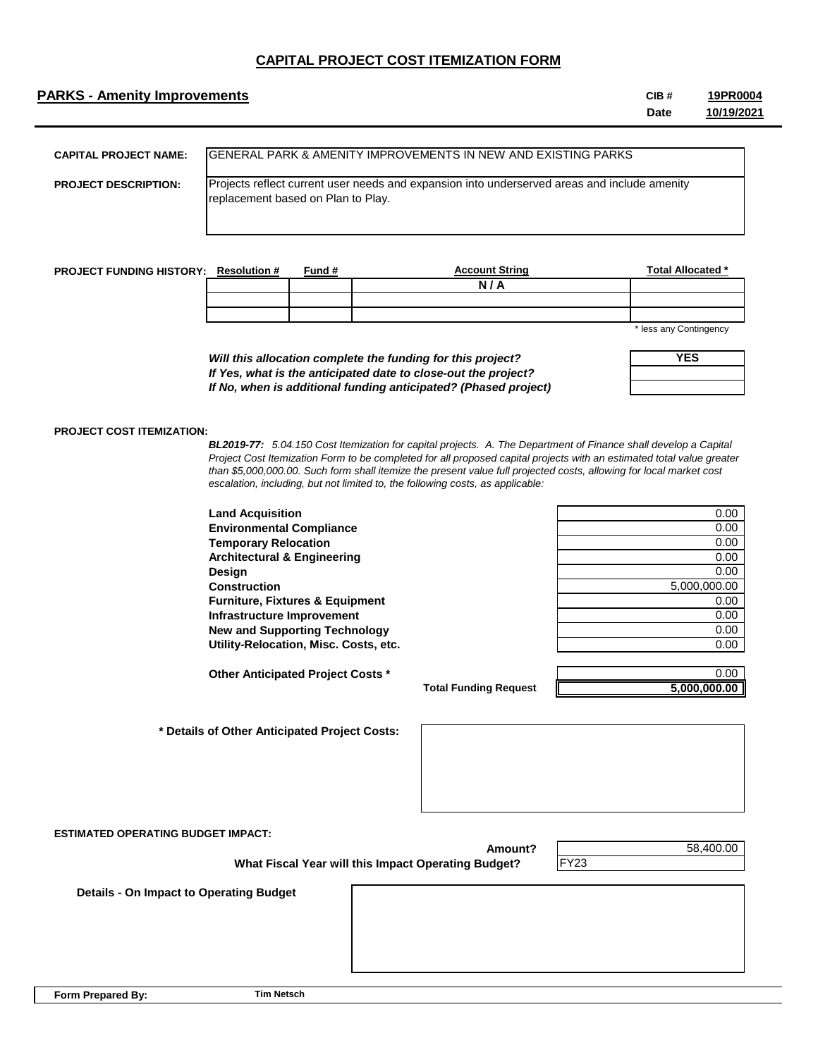# CAPITAL PROJECT COST ITEMIZATION FORM

**PARKS - Amenity Improvements**

**CIB #** 19PR0004
**Date** 10/19/2021

**CAPITAL PROJECT NAME:** GENERAL PARK & AMENITY IMPROVEMENTS IN NEW AND EXISTING PARKS

**PROJECT DESCRIPTION:** Projects reflect current user needs and expansion into underserved areas and include amenity replacement based on Plan to Play.

**PROJECT FUNDING HISTORY:**

| Resolution # | Fund # | Account String | Total Allocated * |
|---|---|---|---|
| | | N / A | |
| | | | |
| | | | |

\* less any Contingency

| | |
|---|---|
| *Will this allocation complete the funding for this project?* | YES |
| *If Yes, what is the anticipated date to close-out the project?* | |
| *If No, when is additional funding anticipated? (Phased project)* | |

**PROJECT COST ITEMIZATION:**

***BL2019-77:*** *5.04.150 Cost Itemization for capital projects. A. The Department of Finance shall develop a Capital Project Cost Itemization Form to be completed for all proposed capital projects with an estimated total value greater than $5,000,000.00. Such form shall itemize the present value full projected costs, allowing for local market cost escalation, including, but not limited to, the following costs, as applicable:*

| Item | Amount |
|---|---|
| **Land Acquisition** | 0.00 |
| **Environmental Compliance** | 0.00 |
| **Temporary Relocation** | 0.00 |
| **Architectural & Engineering** | 0.00 |
| **Design** | 0.00 |
| **Construction** | 5,000,000.00 |
| **Furniture, Fixtures & Equipment** | 0.00 |
| **Infrastructure Improvement** | 0.00 |
| **New and Supporting Technology** | 0.00 |
| **Utility-Relocation, Misc. Costs, etc.** | 0.00 |
| **Other Anticipated Project Costs *** | 0.00 |
| **Total Funding Request** | **5,000,000.00** |

**\* Details of Other Anticipated Project Costs:**

**ESTIMATED OPERATING BUDGET IMPACT:**

**Amount?** 58,400.00

**What Fiscal Year will this Impact Operating Budget?** FY23

**Details - On Impact to Operating Budget**

**Form Prepared By:** Tim Netsch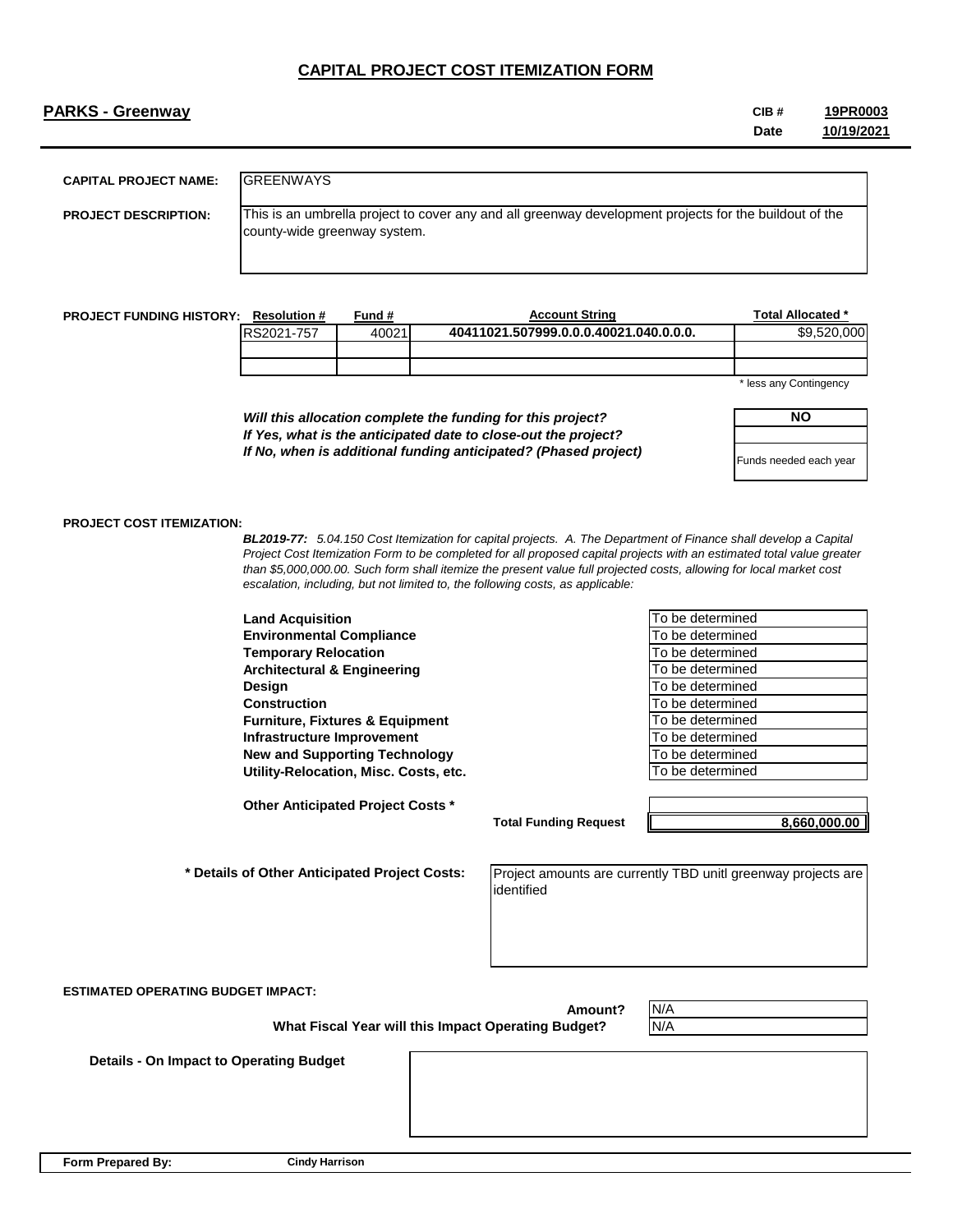# CAPITAL PROJECT COST ITEMIZATION FORM

**PARKS - Greenway**

**CIB #** **19PR0003**
**Date** **10/19/2021**

**CAPITAL PROJECT NAME:** GREENWAYS

**PROJECT DESCRIPTION:** This is an umbrella project to cover any and all greenway development projects for the buildout of the county-wide greenway system.

**PROJECT FUNDING HISTORY:**

| Resolution # | Fund # | Account String | Total Allocated * |
|---|---|---|---|
| RS2021-757 | 40021 | 40411021.507999.0.0.0.40021.040.0.0.0. | $9,520,000 |
| | | | |
| | | | |

\* less any Contingency

| | |
|---|---|
| ***Will this allocation complete the funding for this project?*** | **NO** |
| ***If Yes, what is the anticipated date to close-out the project?*** | |
| ***If No, when is additional funding anticipated? (Phased project)*** | Funds needed each year |

**PROJECT COST ITEMIZATION:**

***BL2019-77:*** *5.04.150 Cost Itemization for capital projects. A. The Department of Finance shall develop a Capital Project Cost Itemization Form to be completed for all proposed capital projects with an estimated total value greater than $5,000,000.00. Such form shall itemize the present value full projected costs, allowing for local market cost escalation, including, but not limited to, the following costs, as applicable:*

| | |
|---|---|
| **Land Acquisition** | To be determined |
| **Environmental Compliance** | To be determined |
| **Temporary Relocation** | To be determined |
| **Architectural & Engineering** | To be determined |
| **Design** | To be determined |
| **Construction** | To be determined |
| **Furniture, Fixtures & Equipment** | To be determined |
| **Infrastructure Improvement** | To be determined |
| **New and Supporting Technology** | To be determined |
| **Utility-Relocation, Misc. Costs, etc.** | To be determined |
| **Other Anticipated Project Costs *** | |
| **Total Funding Request** | **8,660,000.00** |

**\* Details of Other Anticipated Project Costs:** Project amounts are currently TBD unitl greenway projects are identified

**ESTIMATED OPERATING BUDGET IMPACT:**

| | |
|---|---|
| **Amount?** | N/A |
| **What Fiscal Year will this Impact Operating Budget?** | N/A |

**Details - On Impact to Operating Budget**

**Form Prepared By:** **Cindy Harrison**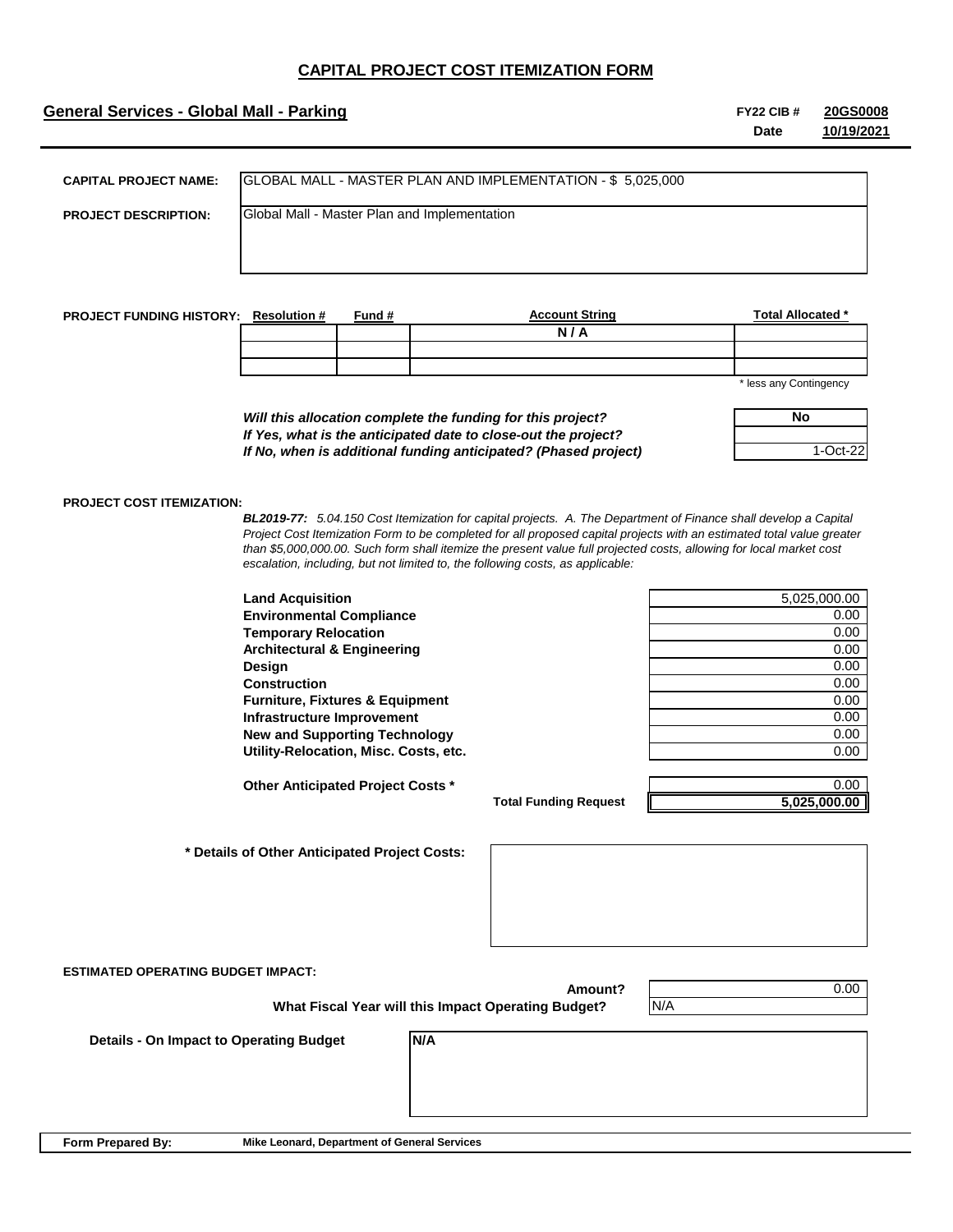# CAPITAL PROJECT COST ITEMIZATION FORM

**General Services - Global Mall - Parking**

**FY22 CIB #** **20GS0008**
**Date** **10/19/2021**

**CAPITAL PROJECT NAME:** GLOBAL MALL - MASTER PLAN AND IMPLEMENTATION - $ 5,025,000

**PROJECT DESCRIPTION:** Global Mall - Master Plan and Implementation

**PROJECT FUNDING HISTORY:**

| Resolution # | Fund # | Account String | Total Allocated * |
|---|---|---|---|
| | | N / A | |
| | | | |
| | | | |

\* less any Contingency

| | |
|---|---|
| *Will this allocation complete the funding for this project?* | No |
| *If Yes, what is the anticipated date to close-out the project?* | |
| *If No, when is additional funding anticipated? (Phased project)* | 1-Oct-22 |

**PROJECT COST ITEMIZATION:**

***BL2019-77:*** *5.04.150 Cost Itemization for capital projects. A. The Department of Finance shall develop a Capital Project Cost Itemization Form to be completed for all proposed capital projects with an estimated total value greater than $5,000,000.00. Such form shall itemize the present value full projected costs, allowing for local market cost escalation, including, but not limited to, the following costs, as applicable:*

| Item | Amount |
|---|---|
| **Land Acquisition** | 5,025,000.00 |
| **Environmental Compliance** | 0.00 |
| **Temporary Relocation** | 0.00 |
| **Architectural & Engineering** | 0.00 |
| **Design** | 0.00 |
| **Construction** | 0.00 |
| **Furniture, Fixtures & Equipment** | 0.00 |
| **Infrastructure Improvement** | 0.00 |
| **New and Supporting Technology** | 0.00 |
| **Utility-Relocation, Misc. Costs, etc.** | 0.00 |
| **Other Anticipated Project Costs *** | 0.00 |
| **Total Funding Request** | **5,025,000.00** |

**\* Details of Other Anticipated Project Costs:**

**ESTIMATED OPERATING BUDGET IMPACT:**

| | |
|---|---|
| **Amount?** | 0.00 |
| **What Fiscal Year will this Impact Operating Budget?** | N/A |

**Details - On Impact to Operating Budget** N/A

**Form Prepared By:** **Mike Leonard, Department of General Services**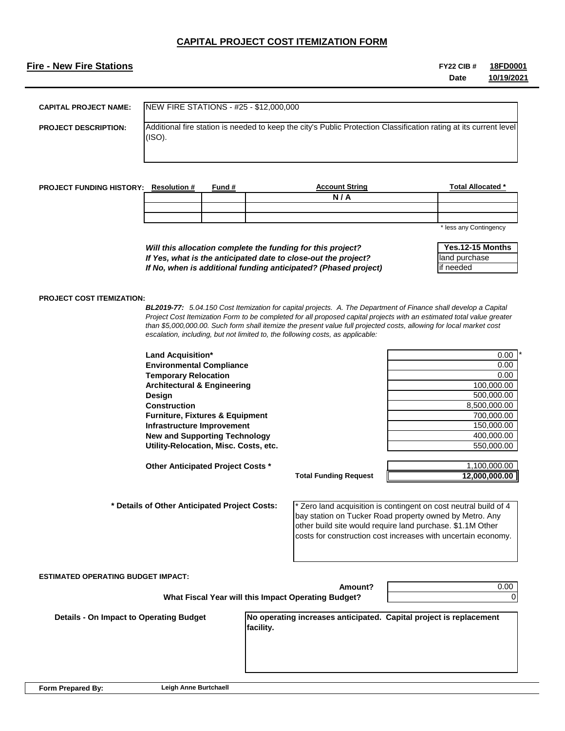# CAPITAL PROJECT COST ITEMIZATION FORM

## Fire - New Fire Stations

**FY22 CIB #** 18FD0001
**Date** 10/19/2021

**CAPITAL PROJECT NAME:** NEW FIRE STATIONS - #25 - $12,000,000

**PROJECT DESCRIPTION:** Additional fire station is needed to keep the city's Public Protection Classification rating at its current level (ISO).

**PROJECT FUNDING HISTORY:**

| Resolution # | Fund # | Account String | Total Allocated * |
|---|---|---|---|
| | | N / A | |
| | | | |
| | | | |

\* less any Contingency

| | |
|---|---|
| *Will this allocation complete the funding for this project?* | Yes.12-15 Months |
| *If Yes, what is the anticipated date to close-out the project?* | land purchase |
| *If No, when is additional funding anticipated? (Phased project)* | if needed |

**PROJECT COST ITEMIZATION:**

***BL2019-77:*** *5.04.150 Cost Itemization for capital projects. A. The Department of Finance shall develop a Capital Project Cost Itemization Form to be completed for all proposed capital projects with an estimated total value greater than $5,000,000.00. Such form shall itemize the present value full projected costs, allowing for local market cost escalation, including, but not limited to, the following costs, as applicable:*

| Item | Amount |
|---|---|
| **Land Acquisition*** | 0.00 * |
| **Environmental Compliance** | 0.00 |
| **Temporary Relocation** | 0.00 |
| **Architectural & Engineering** | 100,000.00 |
| **Design** | 500,000.00 |
| **Construction** | 8,500,000.00 |
| **Furniture, Fixtures & Equipment** | 700,000.00 |
| **Infrastructure Improvement** | 150,000.00 |
| **New and Supporting Technology** | 400,000.00 |
| **Utility-Relocation, Misc. Costs, etc.** | 550,000.00 |
| **Other Anticipated Project Costs *** | 1,100,000.00 |
| **Total Funding Request** | **12,000,000.00** |

**\* Details of Other Anticipated Project Costs:** * Zero land acquisition is contingent on cost neutral build of 4 bay station on Tucker Road property owned by Metro. Any other build site would require land purchase. $1.1M Other costs for construction cost increases with uncertain economy.

**ESTIMATED OPERATING BUDGET IMPACT:**

| | |
|---|---|
| **Amount?** | 0.00 |
| **What Fiscal Year will this Impact Operating Budget?** | 0 |

**Details - On Impact to Operating Budget:** **No operating increases anticipated. Capital project is replacement facility.**

**Form Prepared By:** **Leigh Anne Burtchaell**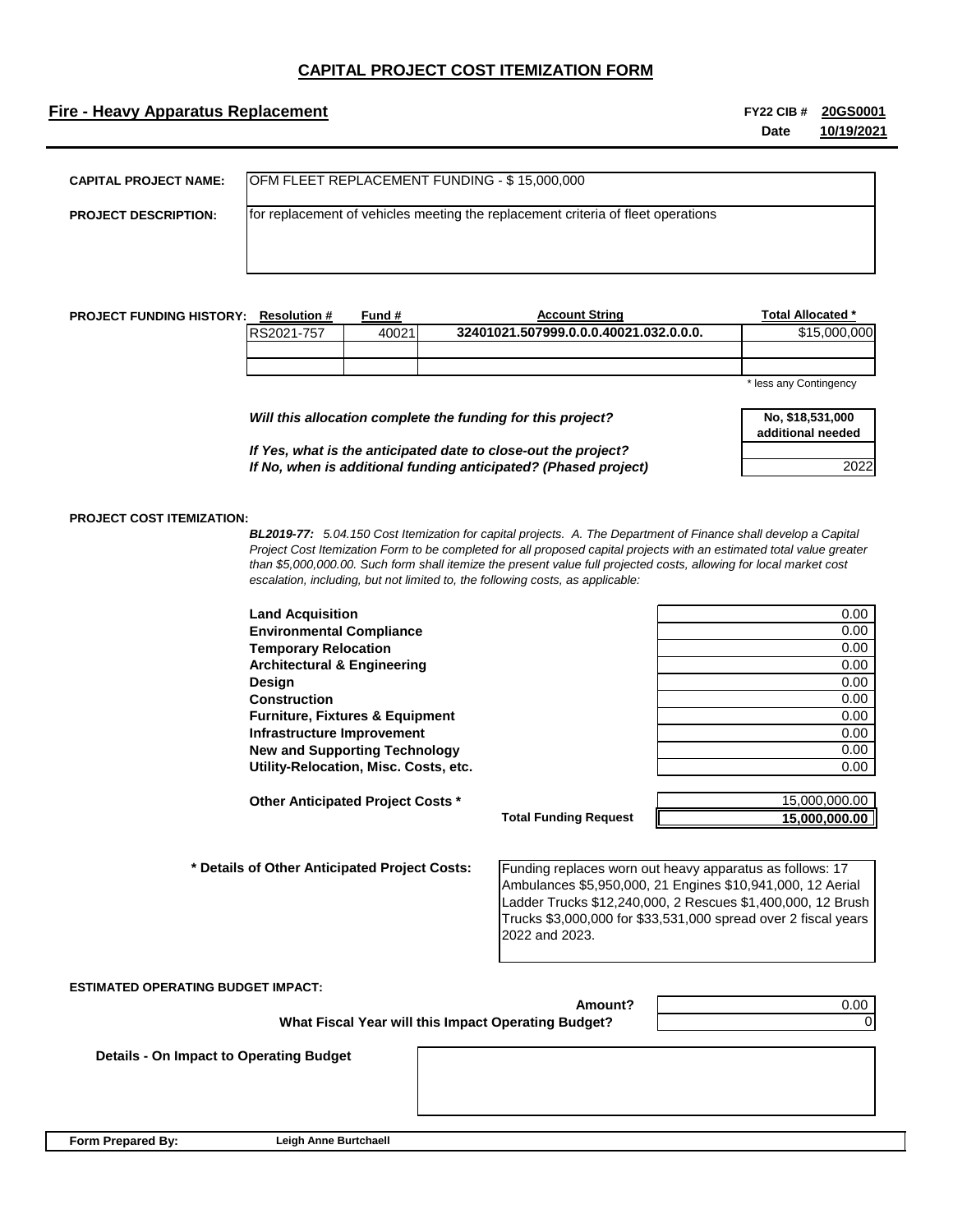# CAPITAL PROJECT COST ITEMIZATION FORM

**Fire - Heavy Apparatus Replacement**

**FY22 CIB #** **20GS0001**
**Date** **10/19/2021**

**CAPITAL PROJECT NAME:** OFM FLEET REPLACEMENT FUNDING - $ 15,000,000

**PROJECT DESCRIPTION:** for replacement of vehicles meeting the replacement criteria of fleet operations

**PROJECT FUNDING HISTORY:**

| Resolution # | Fund # | Account String | Total Allocated * |
|---|---|---|---|
| RS2021-757 | 40021 | 32401021.507999.0.0.0.40021.032.0.0.0. | $15,000,000 |
| | | | |
| | | | |

\* less any Contingency

*Will this allocation complete the funding for this project?* — No, $18,531,000 additional needed

*If Yes, what is the anticipated date to close-out the project?*

*If No, when is additional funding anticipated? (Phased project)* — 2022

**PROJECT COST ITEMIZATION:**

***BL2019-77:*** *5.04.150 Cost Itemization for capital projects. A. The Department of Finance shall develop a Capital Project Cost Itemization Form to be completed for all proposed capital projects with an estimated total value greater than $5,000,000.00. Such form shall itemize the present value full projected costs, allowing for local market cost escalation, including, but not limited to, the following costs, as applicable:*

| Item | Amount |
|---|---|
| **Land Acquisition** | 0.00 |
| **Environmental Compliance** | 0.00 |
| **Temporary Relocation** | 0.00 |
| **Architectural & Engineering** | 0.00 |
| **Design** | 0.00 |
| **Construction** | 0.00 |
| **Furniture, Fixtures & Equipment** | 0.00 |
| **Infrastructure Improvement** | 0.00 |
| **New and Supporting Technology** | 0.00 |
| **Utility-Relocation, Misc. Costs, etc.** | 0.00 |
| **Other Anticipated Project Costs *** | 15,000,000.00 |
| **Total Funding Request** | **15,000,000.00** |

**\* Details of Other Anticipated Project Costs:** Funding replaces worn out heavy apparatus as follows: 17 Ambulances $5,950,000, 21 Engines $10,941,000, 12 Aerial Ladder Trucks $12,240,000, 2 Rescues $1,400,000, 12 Brush Trucks $3,000,000 for $33,531,000 spread over 2 fiscal years 2022 and 2023.

**ESTIMATED OPERATING BUDGET IMPACT:**

**Amount?** 0.00

**What Fiscal Year will this Impact Operating Budget?** 0

**Details - On Impact to Operating Budget**

**Form Prepared By:** **Leigh Anne Burtchaell**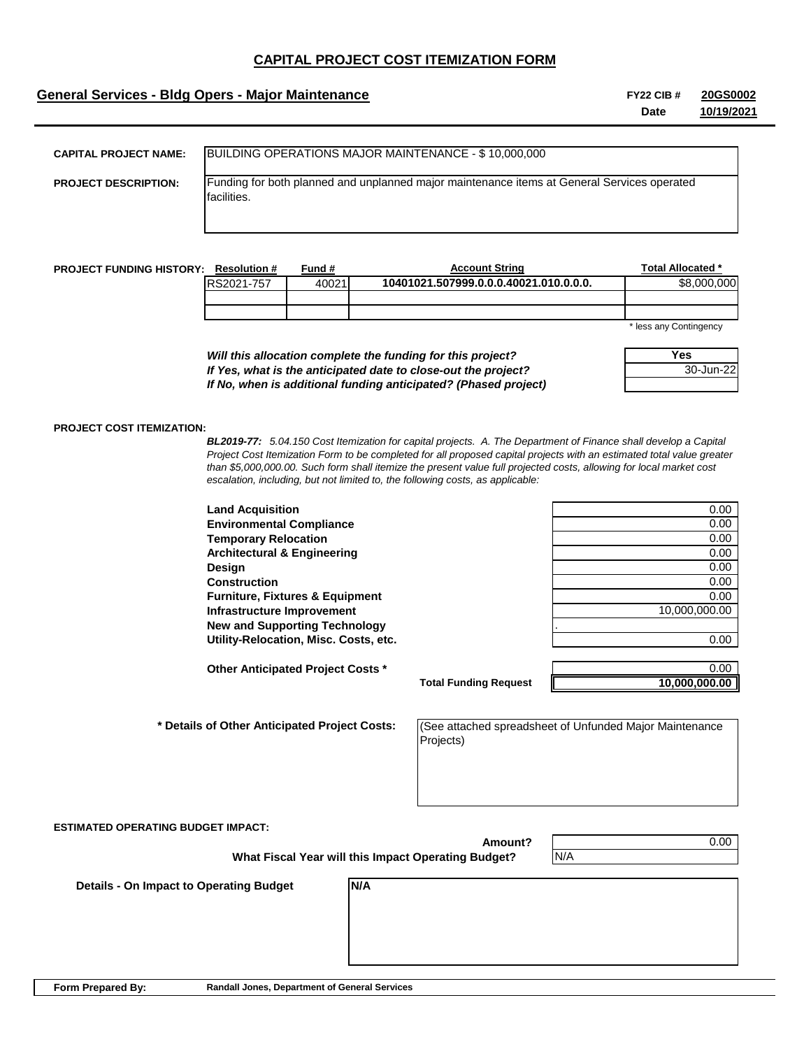# CAPITAL PROJECT COST ITEMIZATION FORM

**General Services - Bldg Opers - Major Maintenance**

**FY22 CIB #** **20GS0002**
**Date** **10/19/2021**

**CAPITAL PROJECT NAME:** BUILDING OPERATIONS MAJOR MAINTENANCE - $ 10,000,000

**PROJECT DESCRIPTION:** Funding for both planned and unplanned major maintenance items at General Services operated facilities.

**PROJECT FUNDING HISTORY:**

| Resolution # | Fund # | Account String | Total Allocated * |
|---|---|---|---|
| RS2021-757 | 40021 | 10401021.507999.0.0.0.40021.010.0.0.0. | $8,000,000 |
| | | | |
| | | | |

\* less any Contingency

| | |
|---|---|
| *Will this allocation complete the funding for this project?* | Yes |
| *If Yes, what is the anticipated date to close-out the project?* | 30-Jun-22 |
| *If No, when is additional funding anticipated? (Phased project)* | |

**PROJECT COST ITEMIZATION:**

***BL2019-77:*** *5.04.150 Cost Itemization for capital projects. A. The Department of Finance shall develop a Capital Project Cost Itemization Form to be completed for all proposed capital projects with an estimated total value greater than $5,000,000.00. Such form shall itemize the present value full projected costs, allowing for local market cost escalation, including, but not limited to, the following costs, as applicable:*

| Item | Amount |
|---|---|
| **Land Acquisition** | 0.00 |
| **Environmental Compliance** | 0.00 |
| **Temporary Relocation** | 0.00 |
| **Architectural & Engineering** | 0.00 |
| **Design** | 0.00 |
| **Construction** | 0.00 |
| **Furniture, Fixtures & Equipment** | 0.00 |
| **Infrastructure Improvement** | 10,000,000.00 |
| **New and Supporting Technology** | . |
| **Utility-Relocation, Misc. Costs, etc.** | 0.00 |
| **Other Anticipated Project Costs *** | 0.00 |
| **Total Funding Request** | **10,000,000.00** |

**\* Details of Other Anticipated Project Costs:** (See attached spreadsheet of Unfunded Major Maintenance Projects)

**ESTIMATED OPERATING BUDGET IMPACT:**

**Amount?** 0.00

**What Fiscal Year will this Impact Operating Budget?** N/A

**Details - On Impact to Operating Budget** **N/A**

**Form Prepared By:** **Randall Jones, Department of General Services**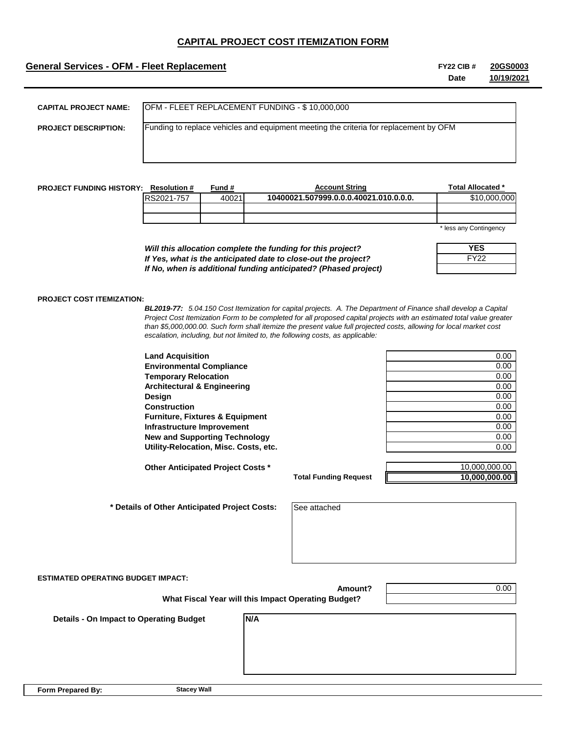# CAPITAL PROJECT COST ITEMIZATION FORM

## General Services - OFM - Fleet Replacement

**FY22 CIB #** **20GS0003**
**Date** **10/19/2021**

**CAPITAL PROJECT NAME:** OFM - FLEET REPLACEMENT FUNDING - $ 10,000,000

**PROJECT DESCRIPTION:** Funding to replace vehicles and equipment meeting the criteria for replacement by OFM

**PROJECT FUNDING HISTORY:**

| Resolution # | Fund # | Account String | Total Allocated * |
|---|---|---|---|
| RS2021-757 | 40021 | 10400021.507999.0.0.0.40021.010.0.0.0. | $10,000,000 |
| | | | |
| | | | |

\* less any Contingency

| | |
|---|---|
| *Will this allocation complete the funding for this project?* | **YES** |
| *If Yes, what is the anticipated date to close-out the project?* | FY22 |
| *If No, when is additional funding anticipated? (Phased project)* | |

**PROJECT COST ITEMIZATION:**

***BL2019-77:*** *5.04.150 Cost Itemization for capital projects. A. The Department of Finance shall develop a Capital Project Cost Itemization Form to be completed for all proposed capital projects with an estimated total value greater than $5,000,000.00. Such form shall itemize the present value full projected costs, allowing for local market cost escalation, including, but not limited to, the following costs, as applicable:*

| Item | Amount |
|---|---|
| **Land Acquisition** | 0.00 |
| **Environmental Compliance** | 0.00 |
| **Temporary Relocation** | 0.00 |
| **Architectural & Engineering** | 0.00 |
| **Design** | 0.00 |
| **Construction** | 0.00 |
| **Furniture, Fixtures & Equipment** | 0.00 |
| **Infrastructure Improvement** | 0.00 |
| **New and Supporting Technology** | 0.00 |
| **Utility-Relocation, Misc. Costs, etc.** | 0.00 |
| **Other Anticipated Project Costs *** | 10,000,000.00 |
| **Total Funding Request** | **10,000,000.00** |

**\* Details of Other Anticipated Project Costs:** See attached

**ESTIMATED OPERATING BUDGET IMPACT:**

**Amount?** 0.00

**What Fiscal Year will this Impact Operating Budget?**

**Details - On Impact to Operating Budget:** **N/A**

**Form Prepared By:** **Stacey Wall**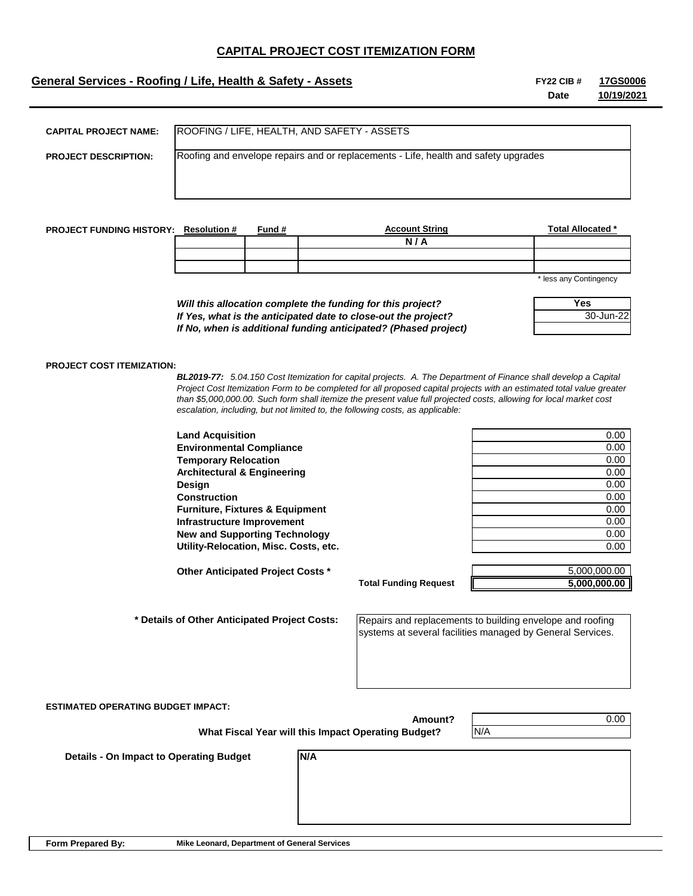# CAPITAL PROJECT COST ITEMIZATION FORM

## General Services - Roofing / Life, Health & Safety - Assets

**FY22 CIB #** **17GS0006**
**Date** **10/19/2021**

**CAPITAL PROJECT NAME:** ROOFING / LIFE, HEALTH, AND SAFETY - ASSETS

**PROJECT DESCRIPTION:** Roofing and envelope repairs and or replacements - Life, health and safety upgrades

**PROJECT FUNDING HISTORY:**

| Resolution # | Fund # | Account String | Total Allocated * |
|---|---|---|---|
| | | N / A | |
| | | | |
| | | | |

\* less any Contingency

| | |
|---|---|
| *Will this allocation complete the funding for this project?* | Yes |
| *If Yes, what is the anticipated date to close-out the project?* | 30-Jun-22 |
| *If No, when is additional funding anticipated? (Phased project)* | |

**PROJECT COST ITEMIZATION:**

***BL2019-77:*** *5.04.150 Cost Itemization for capital projects. A. The Department of Finance shall develop a Capital Project Cost Itemization Form to be completed for all proposed capital projects with an estimated total value greater than $5,000,000.00. Such form shall itemize the present value full projected costs, allowing for local market cost escalation, including, but not limited to, the following costs, as applicable:*

| Item | Amount |
|---|---|
| **Land Acquisition** | 0.00 |
| **Environmental Compliance** | 0.00 |
| **Temporary Relocation** | 0.00 |
| **Architectural & Engineering** | 0.00 |
| **Design** | 0.00 |
| **Construction** | 0.00 |
| **Furniture, Fixtures & Equipment** | 0.00 |
| **Infrastructure Improvement** | 0.00 |
| **New and Supporting Technology** | 0.00 |
| **Utility-Relocation, Misc. Costs, etc.** | 0.00 |
| **Other Anticipated Project Costs *** | 5,000,000.00 |
| **Total Funding Request** | **5,000,000.00** |

**\* Details of Other Anticipated Project Costs:** Repairs and replacements to building envelope and roofing systems at several facilities managed by General Services.

**ESTIMATED OPERATING BUDGET IMPACT:**

| | |
|---|---|
| **Amount?** | 0.00 |
| **What Fiscal Year will this Impact Operating Budget?** | N/A |

**Details - On Impact to Operating Budget:** N/A

**Form Prepared By:** **Mike Leonard, Department of General Services**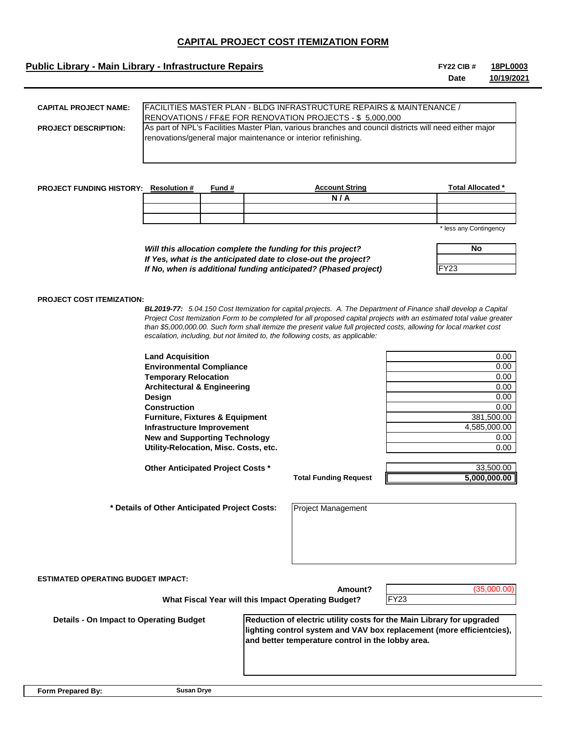# CAPITAL PROJECT COST ITEMIZATION FORM

## Public Library - Main Library - Infrastructure Repairs

**FY22 CIB #** **18PL0003**
**Date** **10/19/2021**

**CAPITAL PROJECT NAME:** FACILITIES MASTER PLAN - BLDG INFRASTRUCTURE REPAIRS & MAINTENANCE / RENOVATIONS / FF&E FOR RENOVATION PROJECTS - $ 5,000,000

**PROJECT DESCRIPTION:** As part of NPL's Facilities Master Plan, various branches and council districts will need either major renovations/general major maintenance or interior refinishing.

**PROJECT FUNDING HISTORY:**

| Resolution # | Fund # | Account String | Total Allocated * |
|---|---|---|---|
| | | N / A | |
| | | | |
| | | | |

\* less any Contingency

| | |
|---|---|
| *Will this allocation complete the funding for this project?* | No |
| *If Yes, what is the anticipated date to close-out the project?* | |
| *If No, when is additional funding anticipated? (Phased project)* | FY23 |

**PROJECT COST ITEMIZATION:**

***BL2019-77:*** *5.04.150 Cost Itemization for capital projects. A. The Department of Finance shall develop a Capital Project Cost Itemization Form to be completed for all proposed capital projects with an estimated total value greater than $5,000,000.00. Such form shall itemize the present value full projected costs, allowing for local market cost escalation, including, but not limited to, the following costs, as applicable:*

| Item | Amount |
|---|---|
| **Land Acquisition** | 0.00 |
| **Environmental Compliance** | 0.00 |
| **Temporary Relocation** | 0.00 |
| **Architectural & Engineering** | 0.00 |
| **Design** | 0.00 |
| **Construction** | 0.00 |
| **Furniture, Fixtures & Equipment** | 381,500.00 |
| **Infrastructure Improvement** | 4,585,000.00 |
| **New and Supporting Technology** | 0.00 |
| **Utility-Relocation, Misc. Costs, etc.** | 0.00 |
| **Other Anticipated Project Costs *** | 33,500.00 |
| **Total Funding Request** | **5,000,000.00** |

**\* Details of Other Anticipated Project Costs:** Project Management

**ESTIMATED OPERATING BUDGET IMPACT:**

**Amount?** (35,000.00)

**What Fiscal Year will this Impact Operating Budget?** FY23

**Details - On Impact to Operating Budget:** **Reduction of electric utility costs for the Main Library for upgraded lighting control system and VAV box replacement (more efficientcies), and better temperature control in the lobby area.**

**Form Prepared By:** **Susan Drye**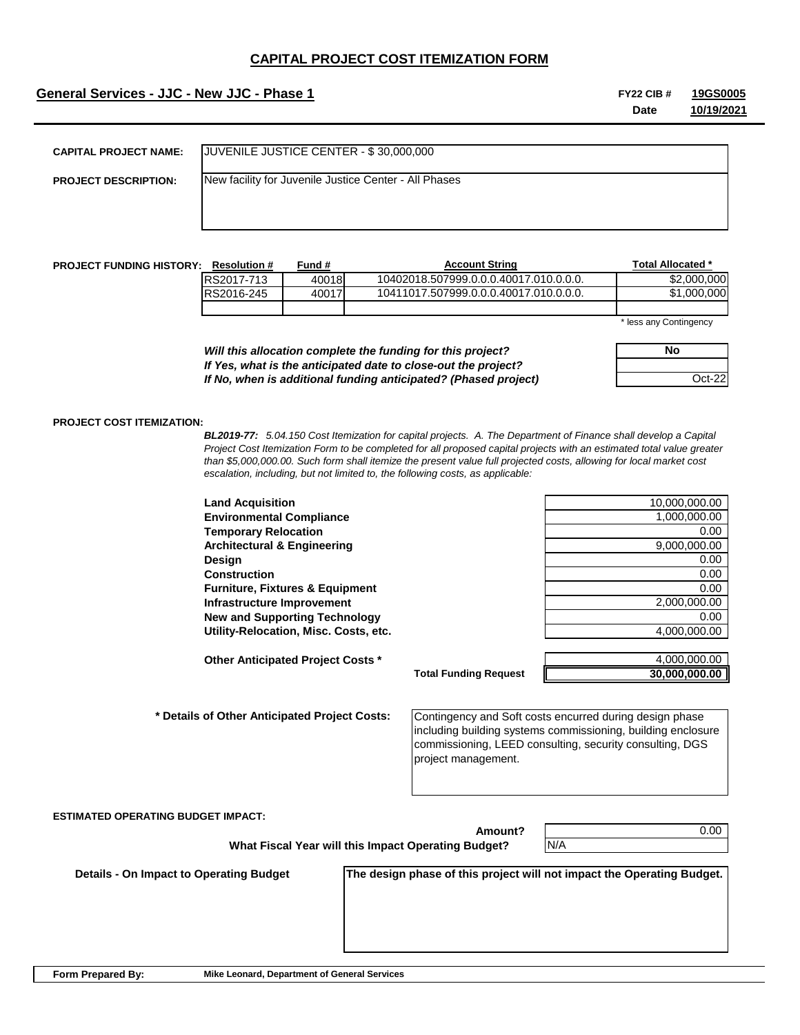# CAPITAL PROJECT COST ITEMIZATION FORM

**General Services - JJC - New JJC - Phase 1**

**FY22 CIB #** **19GS0005**
**Date** **10/19/2021**

**CAPITAL PROJECT NAME:** JUVENILE JUSTICE CENTER - $ 30,000,000

**PROJECT DESCRIPTION:** New facility for Juvenile Justice Center - All Phases

**PROJECT FUNDING HISTORY:**

| Resolution # | Fund # | Account String | Total Allocated * |
|---|---|---|---|
| RS2017-713 | 40018 | 10402018.507999.0.0.0.40017.010.0.0.0. | $2,000,000 |
| RS2016-245 | 40017 | 10411017.507999.0.0.0.40017.010.0.0.0. | $1,000,000 |
| | | | |

\* less any Contingency

| | |
|---|---|
| *Will this allocation complete the funding for this project?* | No |
| *If Yes, what is the anticipated date to close-out the project?* | |
| *If No, when is additional funding anticipated? (Phased project)* | Oct-22 |

**PROJECT COST ITEMIZATION:**

***BL2019-77:*** *5.04.150 Cost Itemization for capital projects. A. The Department of Finance shall develop a Capital Project Cost Itemization Form to be completed for all proposed capital projects with an estimated total value greater than $5,000,000.00. Such form shall itemize the present value full projected costs, allowing for local market cost escalation, including, but not limited to, the following costs, as applicable:*

| Item | Amount |
|---|---|
| **Land Acquisition** | 10,000,000.00 |
| **Environmental Compliance** | 1,000,000.00 |
| **Temporary Relocation** | 0.00 |
| **Architectural & Engineering** | 9,000,000.00 |
| **Design** | 0.00 |
| **Construction** | 0.00 |
| **Furniture, Fixtures & Equipment** | 0.00 |
| **Infrastructure Improvement** | 2,000,000.00 |
| **New and Supporting Technology** | 0.00 |
| **Utility-Relocation, Misc. Costs, etc.** | 4,000,000.00 |
| **Other Anticipated Project Costs \*** | 4,000,000.00 |
| **Total Funding Request** | **30,000,000.00** |

**\* Details of Other Anticipated Project Costs:** Contingency and Soft costs encurred during design phase including building systems commissioning, building enclosure commissioning, LEED consulting, security consulting, DGS project management.

**ESTIMATED OPERATING BUDGET IMPACT:**

| | |
|---|---|
| **Amount?** | 0.00 |
| **What Fiscal Year will this Impact Operating Budget?** | N/A |

**Details - On Impact to Operating Budget:** **The design phase of this project will not impact the Operating Budget.**

**Form Prepared By:** **Mike Leonard, Department of General Services**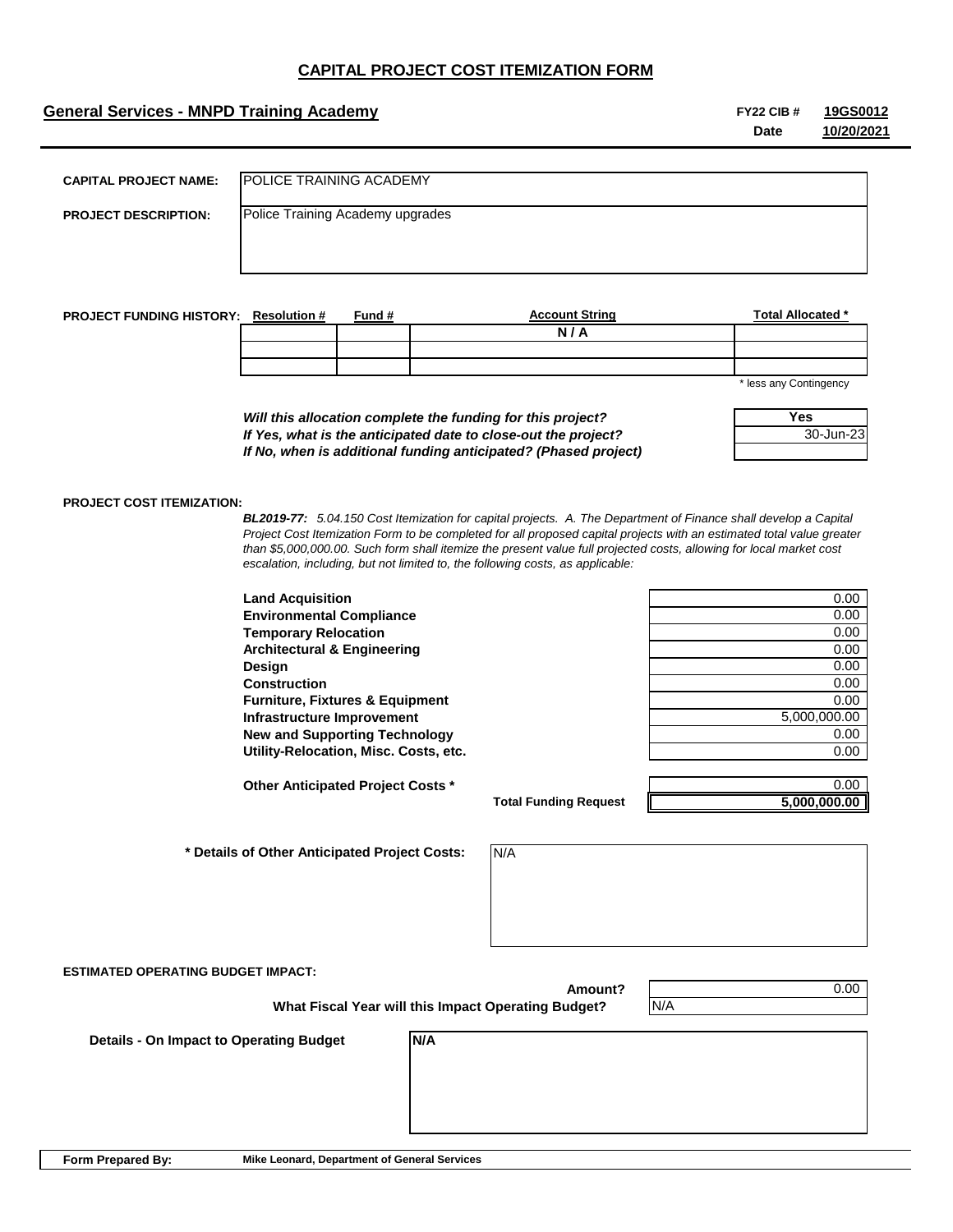# CAPITAL PROJECT COST ITEMIZATION FORM

**General Services - MNPD Training Academy**

**FY22 CIB #** **19GS0012**
**Date** **10/20/2021**

**CAPITAL PROJECT NAME:** POLICE TRAINING ACADEMY

**PROJECT DESCRIPTION:** Police Training Academy upgrades

**PROJECT FUNDING HISTORY:**

| Resolution # | Fund # | Account String | Total Allocated * |
|---|---|---|---|
| | | N / A | |
| | | | |
| | | | |

\* less any Contingency

| | |
|---|---|
| *Will this allocation complete the funding for this project?* | Yes |
| *If Yes, what is the anticipated date to close-out the project?* | 30-Jun-23 |
| *If No, when is additional funding anticipated? (Phased project)* | |

**PROJECT COST ITEMIZATION:**

***BL2019-77:*** *5.04.150 Cost Itemization for capital projects. A. The Department of Finance shall develop a Capital Project Cost Itemization Form to be completed for all proposed capital projects with an estimated total value greater than $5,000,000.00. Such form shall itemize the present value full projected costs, allowing for local market cost escalation, including, but not limited to, the following costs, as applicable:*

| Item | Amount |
|---|---|
| **Land Acquisition** | 0.00 |
| **Environmental Compliance** | 0.00 |
| **Temporary Relocation** | 0.00 |
| **Architectural & Engineering** | 0.00 |
| **Design** | 0.00 |
| **Construction** | 0.00 |
| **Furniture, Fixtures & Equipment** | 0.00 |
| **Infrastructure Improvement** | 5,000,000.00 |
| **New and Supporting Technology** | 0.00 |
| **Utility-Relocation, Misc. Costs, etc.** | 0.00 |
| **Other Anticipated Project Costs *** | 0.00 |
| **Total Funding Request** | **5,000,000.00** |

**\* Details of Other Anticipated Project Costs:** N/A

**ESTIMATED OPERATING BUDGET IMPACT:**

**Amount?** 0.00

**What Fiscal Year will this Impact Operating Budget?** N/A

**Details - On Impact to Operating Budget:** **N/A**

**Form Prepared By:** **Mike Leonard, Department of General Services**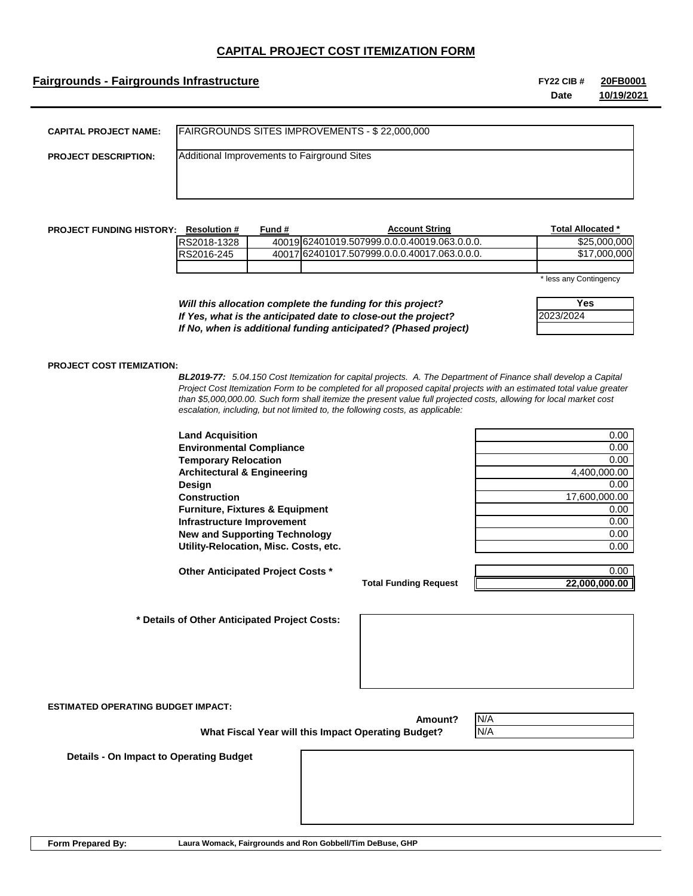# CAPITAL PROJECT COST ITEMIZATION FORM

## Fairgrounds - Fairgrounds Infrastructure

**FY22 CIB #** 20FB0001
**Date** 10/19/2021

**CAPITAL PROJECT NAME:** FAIRGROUNDS SITES IMPROVEMENTS - $ 22,000,000

**PROJECT DESCRIPTION:** Additional Improvements to Fairground Sites

**PROJECT FUNDING HISTORY:**

| Resolution # | Fund # | Account String | Total Allocated * |
|---|---|---|---|
| RS2018-1328 | 40019 | 62401019.507999.0.0.0.40019.063.0.0.0. | $25,000,000 |
| RS2016-245 | 40017 | 62401017.507999.0.0.0.40017.063.0.0.0. | $17,000,000 |
| | | | |

\* less any Contingency

| | |
|---|---|
| *Will this allocation complete the funding for this project?* | Yes |
| *If Yes, what is the anticipated date to close-out the project?* | 2023/2024 |
| *If No, when is additional funding anticipated? (Phased project)* | |

**PROJECT COST ITEMIZATION:**

***BL2019-77:*** *5.04.150 Cost Itemization for capital projects. A. The Department of Finance shall develop a Capital Project Cost Itemization Form to be completed for all proposed capital projects with an estimated total value greater than $5,000,000.00. Such form shall itemize the present value full projected costs, allowing for local market cost escalation, including, but not limited to, the following costs, as applicable:*

| Item | Amount |
|---|---|
| **Land Acquisition** | 0.00 |
| **Environmental Compliance** | 0.00 |
| **Temporary Relocation** | 0.00 |
| **Architectural & Engineering** | 4,400,000.00 |
| **Design** | 0.00 |
| **Construction** | 17,600,000.00 |
| **Furniture, Fixtures & Equipment** | 0.00 |
| **Infrastructure Improvement** | 0.00 |
| **New and Supporting Technology** | 0.00 |
| **Utility-Relocation, Misc. Costs, etc.** | 0.00 |
| **Other Anticipated Project Costs *** | 0.00 |
| **Total Funding Request** | **22,000,000.00** |

**\* Details of Other Anticipated Project Costs:**

**ESTIMATED OPERATING BUDGET IMPACT:**

| | |
|---|---|
| **Amount?** | N/A |
| **What Fiscal Year will this Impact Operating Budget?** | N/A |

**Details - On Impact to Operating Budget**

**Form Prepared By:** Laura Womack, Fairgrounds and Ron Gobbell/Tim DeBuse, GHP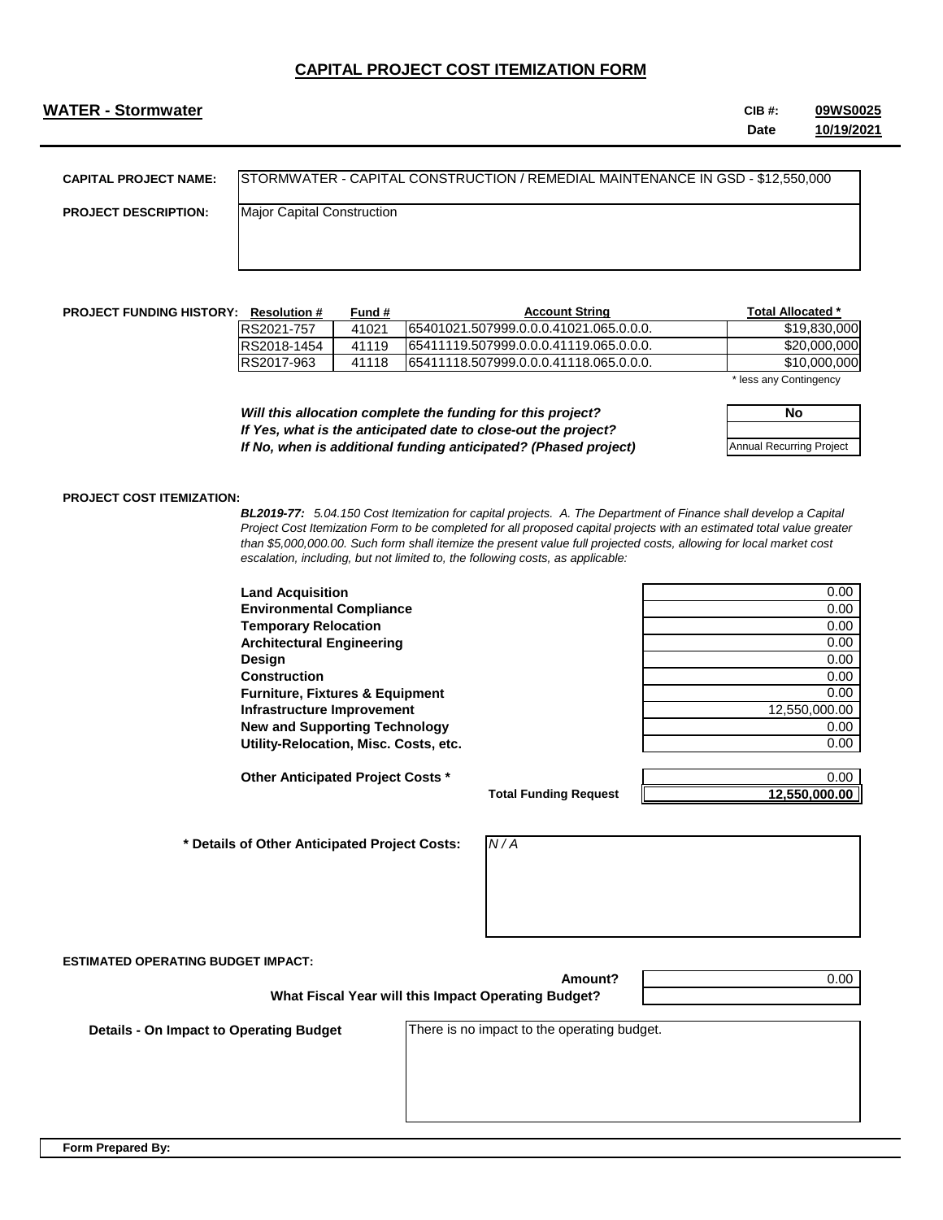# CAPITAL PROJECT COST ITEMIZATION FORM

**WATER - Stormwater**

**CIB #:** **09WS0025**
**Date** **10/19/2021**

**CAPITAL PROJECT NAME:** STORMWATER - CAPITAL CONSTRUCTION / REMEDIAL MAINTENANCE IN GSD - $12,550,000

**PROJECT DESCRIPTION:** Major Capital Construction

**PROJECT FUNDING HISTORY:**

| Resolution # | Fund # | Account String | Total Allocated * |
|---|---|---|---|
| RS2021-757 | 41021 | 65401021.507999.0.0.0.41021.065.0.0.0. | $19,830,000 |
| RS2018-1454 | 41119 | 65411119.507999.0.0.0.41119.065.0.0.0. | $20,000,000 |
| RS2017-963 | 41118 | 65411118.507999.0.0.0.41118.065.0.0.0. | $10,000,000 |

\* less any Contingency

| | |
|---|---|
| ***Will this allocation complete the funding for this project?*** | **No** |
| ***If Yes, what is the anticipated date to close-out the project?*** | |
| ***If No, when is additional funding anticipated? (Phased project)*** | Annual Recurring Project |

**PROJECT COST ITEMIZATION:**

***BL2019-77:*** *5.04.150 Cost Itemization for capital projects. A. The Department of Finance shall develop a Capital Project Cost Itemization Form to be completed for all proposed capital projects with an estimated total value greater than $5,000,000.00. Such form shall itemize the present value full projected costs, allowing for local market cost escalation, including, but not limited to, the following costs, as applicable:*

| Item | Amount |
|---|---|
| **Land Acquisition** | 0.00 |
| **Environmental Compliance** | 0.00 |
| **Temporary Relocation** | 0.00 |
| **Architectural Engineering** | 0.00 |
| **Design** | 0.00 |
| **Construction** | 0.00 |
| **Furniture, Fixtures & Equipment** | 0.00 |
| **Infrastructure Improvement** | 12,550,000.00 |
| **New and Supporting Technology** | 0.00 |
| **Utility-Relocation, Misc. Costs, etc.** | 0.00 |
| **Other Anticipated Project Costs *** | 0.00 |
| **Total Funding Request** | **12,550,000.00** |

**\* Details of Other Anticipated Project Costs:** *N / A*

**ESTIMATED OPERATING BUDGET IMPACT:**

**Amount?** 0.00

**What Fiscal Year will this Impact Operating Budget?**

**Details - On Impact to Operating Budget:** There is no impact to the operating budget.

**Form Prepared By:**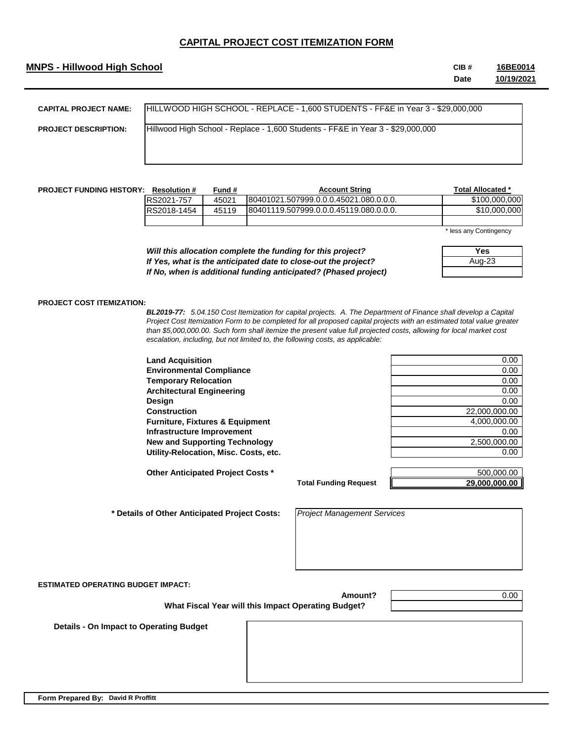# CAPITAL PROJECT COST ITEMIZATION FORM

**MNPS - Hillwood High School**

**CIB #** 16BE0014
**Date** 10/19/2021

**CAPITAL PROJECT NAME:** HILLWOOD HIGH SCHOOL - REPLACE - 1,600 STUDENTS - FF&E in Year 3 - $29,000,000

**PROJECT DESCRIPTION:** Hillwood High School - Replace - 1,600 Students - FF&E in Year 3 - $29,000,000

**PROJECT FUNDING HISTORY:**

| Resolution # | Fund # | Account String | Total Allocated * |
|---|---|---|---|
| RS2021-757 | 45021 | 80401021.507999.0.0.0.45021.080.0.0.0. | $100,000,000 |
| RS2018-1454 | 45119 | 80401119.507999.0.0.0.45119.080.0.0.0. | $10,000,000 |
| | | | |

\* less any Contingency

| | |
|---|---|
| *Will this allocation complete the funding for this project?* | Yes |
| *If Yes, what is the anticipated date to close-out the project?* | Aug-23 |
| *If No, when is additional funding anticipated? (Phased project)* | |

**PROJECT COST ITEMIZATION:**

***BL2019-77:*** *5.04.150 Cost Itemization for capital projects. A. The Department of Finance shall develop a Capital Project Cost Itemization Form to be completed for all proposed capital projects with an estimated total value greater than $5,000,000.00. Such form shall itemize the present value full projected costs, allowing for local market cost escalation, including, but not limited to, the following costs, as applicable:*

| Item | Amount |
|---|---|
| **Land Acquisition** | 0.00 |
| **Environmental Compliance** | 0.00 |
| **Temporary Relocation** | 0.00 |
| **Architectural Engineering** | 0.00 |
| **Design** | 0.00 |
| **Construction** | 22,000,000.00 |
| **Furniture, Fixtures & Equipment** | 4,000,000.00 |
| **Infrastructure Improvement** | 0.00 |
| **New and Supporting Technology** | 2,500,000.00 |
| **Utility-Relocation, Misc. Costs, etc.** | 0.00 |
| **Other Anticipated Project Costs *** | 500,000.00 |
| **Total Funding Request** | **29,000,000.00** |

**\* Details of Other Anticipated Project Costs:** *Project Management Services*

**ESTIMATED OPERATING BUDGET IMPACT:**

**Amount?** 0.00

**What Fiscal Year will this Impact Operating Budget?**

**Details - On Impact to Operating Budget**

**Form Prepared By: David R Proffitt**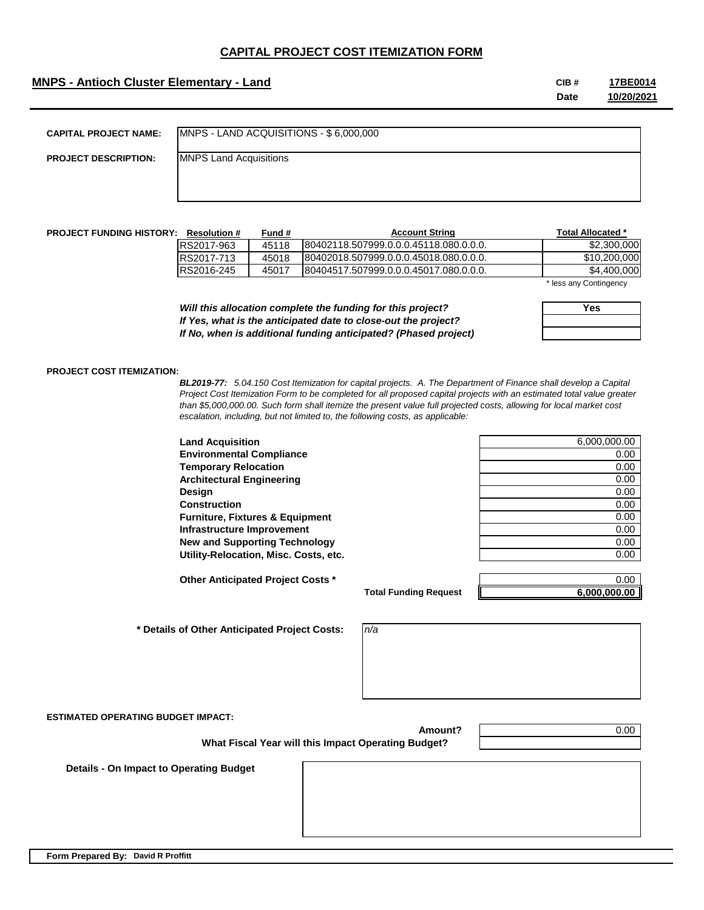# CAPITAL PROJECT COST ITEMIZATION FORM

**MNPS - Antioch Cluster Elementary - Land**

**CIB #** 17BE0014
**Date** 10/20/2021

**CAPITAL PROJECT NAME:** MNPS - LAND ACQUISITIONS - $ 6,000,000

**PROJECT DESCRIPTION:** MNPS Land Acquisitions

**PROJECT FUNDING HISTORY:**

| Resolution # | Fund # | Account String | Total Allocated * |
|---|---|---|---|
| RS2017-963 | 45118 | 80402118.507999.0.0.0.45118.080.0.0.0. | $2,300,000 |
| RS2017-713 | 45018 | 80402018.507999.0.0.0.45018.080.0.0.0. | $10,200,000 |
| RS2016-245 | 45017 | 80404517.507999.0.0.0.45017.080.0.0.0. | $4,400,000 |

\* less any Contingency

| | |
|---|---|
| ***Will this allocation complete the funding for this project?*** | **Yes** |
| ***If Yes, what is the anticipated date to close-out the project?*** | |
| ***If No, when is additional funding anticipated? (Phased project)*** | |

**PROJECT COST ITEMIZATION:**

***BL2019-77:*** *5.04.150 Cost Itemization for capital projects. A. The Department of Finance shall develop a Capital Project Cost Itemization Form to be completed for all proposed capital projects with an estimated total value greater than $5,000,000.00. Such form shall itemize the present value full projected costs, allowing for local market cost escalation, including, but not limited to, the following costs, as applicable:*

| Item | Amount |
|---|---|
| **Land Acquisition** | 6,000,000.00 |
| **Environmental Compliance** | 0.00 |
| **Temporary Relocation** | 0.00 |
| **Architectural Engineering** | 0.00 |
| **Design** | 0.00 |
| **Construction** | 0.00 |
| **Furniture, Fixtures & Equipment** | 0.00 |
| **Infrastructure Improvement** | 0.00 |
| **New and Supporting Technology** | 0.00 |
| **Utility-Relocation, Misc. Costs, etc.** | 0.00 |
| **Other Anticipated Project Costs *** | 0.00 |
| **Total Funding Request** | **6,000,000.00** |

**\* Details of Other Anticipated Project Costs:** *n/a*

**ESTIMATED OPERATING BUDGET IMPACT:**

**Amount?** 0.00

**What Fiscal Year will this Impact Operating Budget?**

**Details - On Impact to Operating Budget**

**Form Prepared By: David R Proffitt**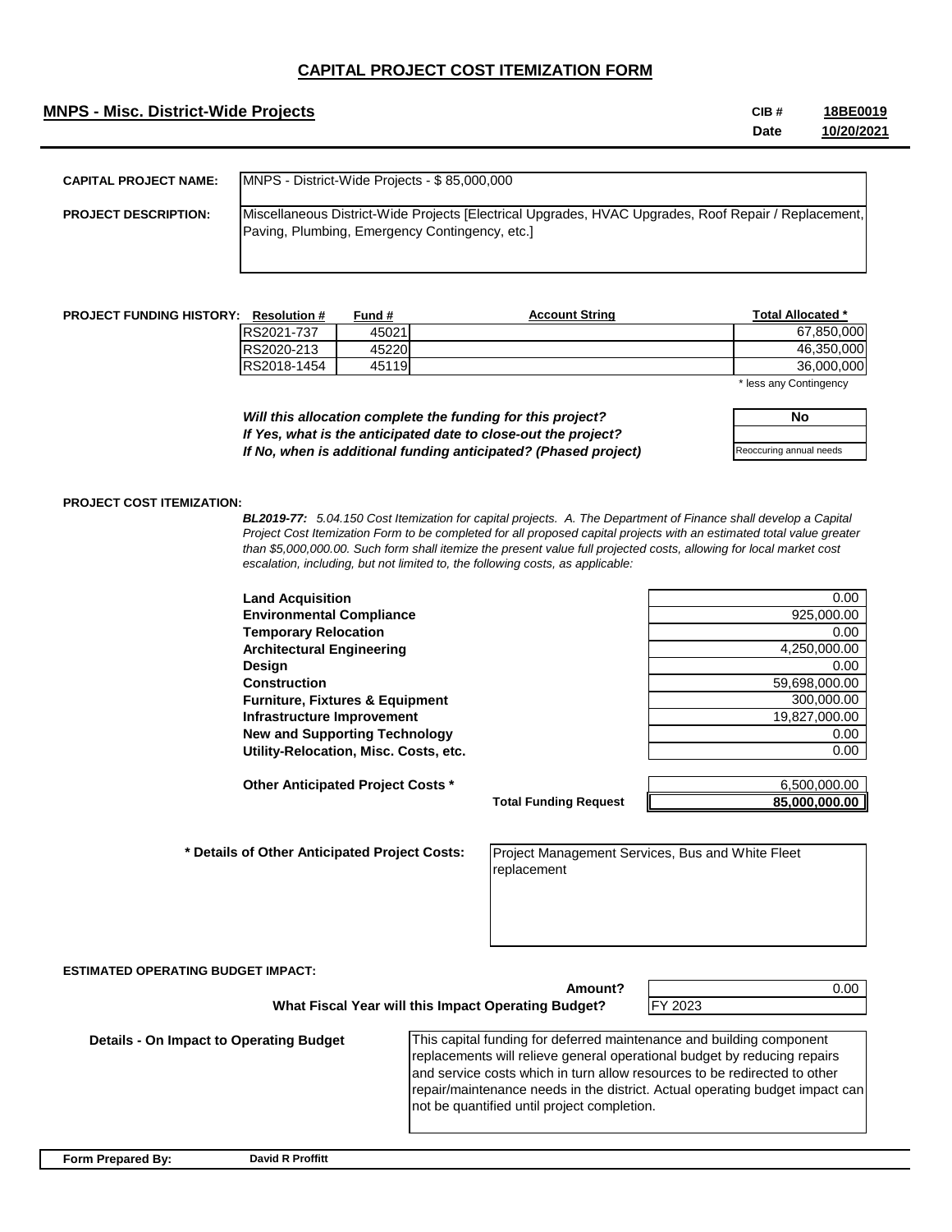# CAPITAL PROJECT COST ITEMIZATION FORM

**MNPS - Misc. District-Wide Projects**

**CIB #** 18BE0019
**Date** 10/20/2021

**CAPITAL PROJECT NAME:** MNPS - District-Wide Projects - $ 85,000,000

**PROJECT DESCRIPTION:** Miscellaneous District-Wide Projects [Electrical Upgrades, HVAC Upgrades, Roof Repair / Replacement, Paving, Plumbing, Emergency Contingency, etc.]

**PROJECT FUNDING HISTORY:**

| Resolution # | Fund # | Account String | Total Allocated * |
|---|---|---|---|
| RS2021-737 | 45021 | | 67,850,000 |
| RS2020-213 | 45220 | | 46,350,000 |
| RS2018-1454 | 45119 | | 36,000,000 |

\* less any Contingency

| | |
|---|---|
| ***Will this allocation complete the funding for this project?*** | No |
| ***If Yes, what is the anticipated date to close-out the project?*** | |
| ***If No, when is additional funding anticipated? (Phased project)*** | Reoccuring annual needs |

**PROJECT COST ITEMIZATION:**

***BL2019-77:*** *5.04.150 Cost Itemization for capital projects. A. The Department of Finance shall develop a Capital Project Cost Itemization Form to be completed for all proposed capital projects with an estimated total value greater than $5,000,000.00. Such form shall itemize the present value full projected costs, allowing for local market cost escalation, including, but not limited to, the following costs, as applicable:*

| | |
|---|---|
| **Land Acquisition** | 0.00 |
| **Environmental Compliance** | 925,000.00 |
| **Temporary Relocation** | 0.00 |
| **Architectural Engineering** | 4,250,000.00 |
| **Design** | 0.00 |
| **Construction** | 59,698,000.00 |
| **Furniture, Fixtures & Equipment** | 300,000.00 |
| **Infrastructure Improvement** | 19,827,000.00 |
| **New and Supporting Technology** | 0.00 |
| **Utility-Relocation, Misc. Costs, etc.** | 0.00 |
| **Other Anticipated Project Costs *** | 6,500,000.00 |
| **Total Funding Request** | **85,000,000.00** |

**\* Details of Other Anticipated Project Costs:** Project Management Services, Bus and White Fleet replacement

**ESTIMATED OPERATING BUDGET IMPACT:**

**Amount?** 0.00

**What Fiscal Year will this Impact Operating Budget?** FY 2023

**Details - On Impact to Operating Budget:** This capital funding for deferred maintenance and building component replacements will relieve general operational budget by reducing repairs and service costs which in turn allow resources to be redirected to other repair/maintenance needs in the district. Actual operating budget impact can not be quantified until project completion.

**Form Prepared By:** David R Proffitt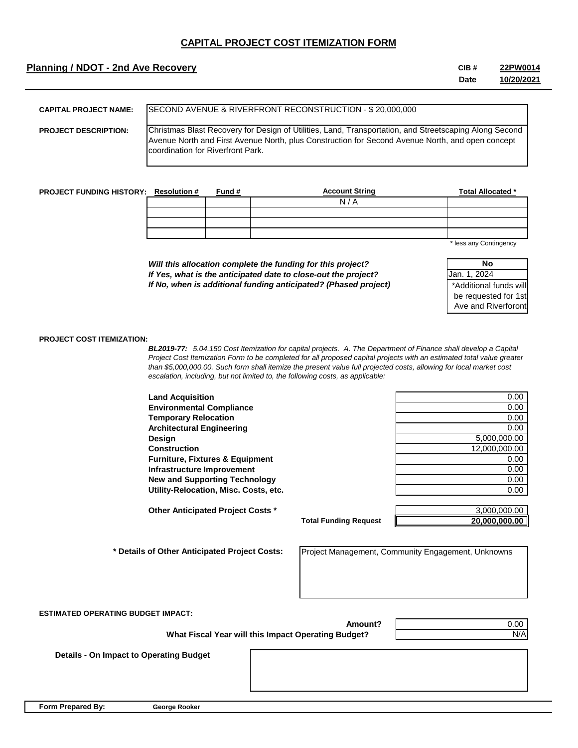# CAPITAL PROJECT COST ITEMIZATION FORM

**Planning / NDOT - 2nd Ave Recovery**

**CIB #** **22PW0014**
**Date** **10/20/2021**

**CAPITAL PROJECT NAME:** SECOND AVENUE & RIVERFRONT RECONSTRUCTION - $ 20,000,000

**PROJECT DESCRIPTION:** Christmas Blast Recovery for Design of Utilities, Land, Transportation, and Streetscaping Along Second Avenue North and First Avenue North, plus Construction for Second Avenue North, and open concept coordination for Riverfront Park.

**PROJECT FUNDING HISTORY:**

| Resolution # | Fund # | Account String | Total Allocated * |
|---|---|---|---|
| | | N / A | |
| | | | |
| | | | |
| | | | |

\* less any Contingency

| | |
|---|---|
| *Will this allocation complete the funding for this project?* | No |
| *If Yes, what is the anticipated date to close-out the project?* | Jan. 1, 2024 |
| *If No, when is additional funding anticipated? (Phased project)* | *Additional funds will be requested for 1st Ave and Riverforont |

**PROJECT COST ITEMIZATION:**

***BL2019-77:*** *5.04.150 Cost Itemization for capital projects. A. The Department of Finance shall develop a Capital Project Cost Itemization Form to be completed for all proposed capital projects with an estimated total value greater than $5,000,000.00. Such form shall itemize the present value full projected costs, allowing for local market cost escalation, including, but not limited to, the following costs, as applicable:*

| | |
|---|---|
| **Land Acquisition** | 0.00 |
| **Environmental Compliance** | 0.00 |
| **Temporary Relocation** | 0.00 |
| **Architectural Engineering** | 0.00 |
| **Design** | 5,000,000.00 |
| **Construction** | 12,000,000.00 |
| **Furniture, Fixtures & Equipment** | 0.00 |
| **Infrastructure Improvement** | 0.00 |
| **New and Supporting Technology** | 0.00 |
| **Utility-Relocation, Misc. Costs, etc.** | 0.00 |
| **Other Anticipated Project Costs *** | 3,000,000.00 |
| **Total Funding Request** | **20,000,000.00** |

**\* Details of Other Anticipated Project Costs:** Project Management, Community Engagement, Unknowns

**ESTIMATED OPERATING BUDGET IMPACT:**

| | |
|---|---|
| **Amount?** | 0.00 |
| **What Fiscal Year will this Impact Operating Budget?** | N/A |

**Details - On Impact to Operating Budget**

**Form Prepared By:** **George Rooker**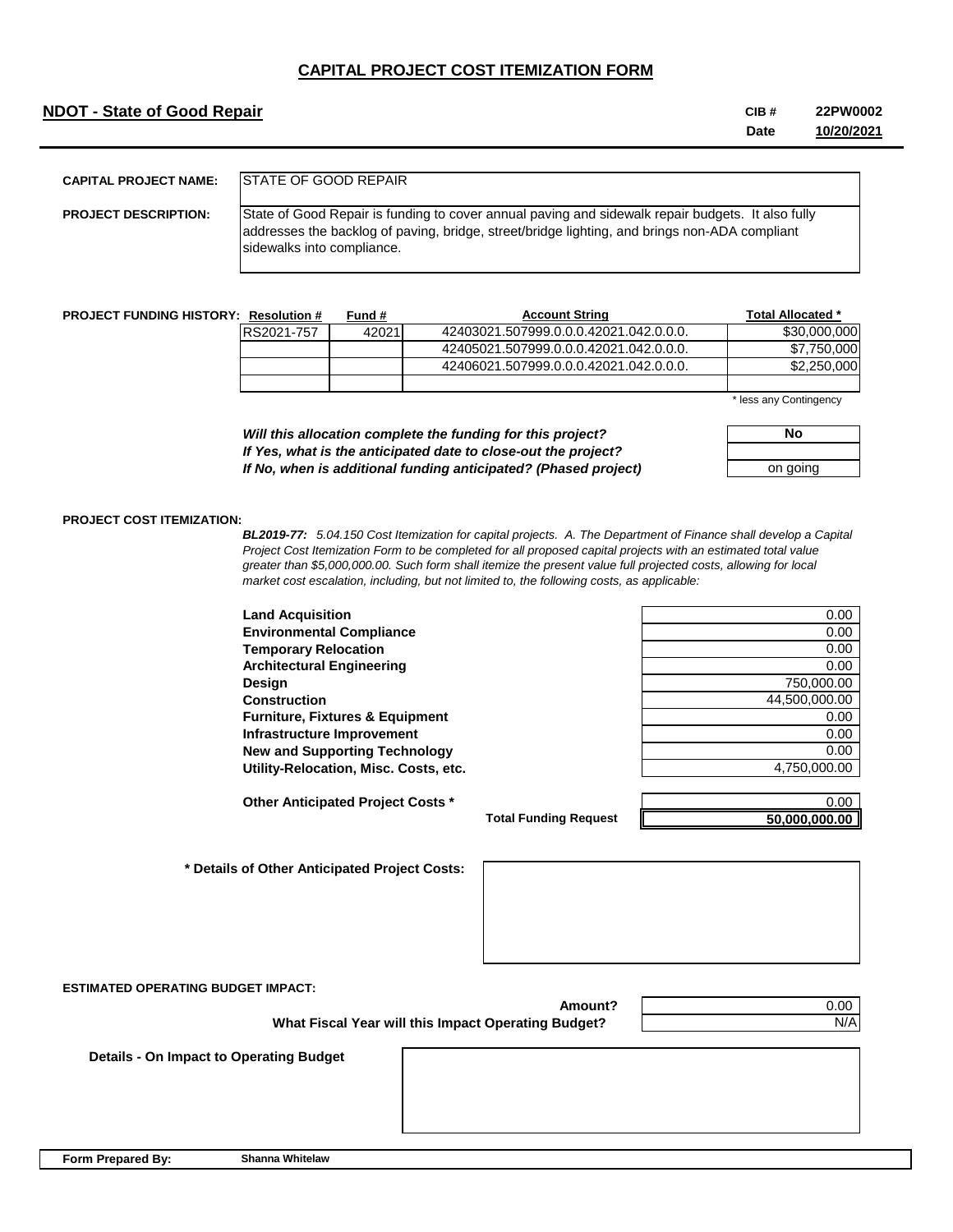# CAPITAL PROJECT COST ITEMIZATION FORM

**NDOT - State of Good Repair**

**CIB #** 22PW0002
**Date** 10/20/2021

**CAPITAL PROJECT NAME:** STATE OF GOOD REPAIR

**PROJECT DESCRIPTION:** State of Good Repair is funding to cover annual paving and sidewalk repair budgets. It also fully addresses the backlog of paving, bridge, street/bridge lighting, and brings non-ADA compliant sidewalks into compliance.

**PROJECT FUNDING HISTORY:**

| Resolution # | Fund # | Account String | Total Allocated * |
|---|---|---|---|
| RS2021-757 | 42021 | 42403021.507999.0.0.0.42021.042.0.0.0. | $30,000,000 |
| | | 42405021.507999.0.0.0.42021.042.0.0.0. | $7,750,000 |
| | | 42406021.507999.0.0.0.42021.042.0.0.0. | $2,250,000 |
| | | | |

\* less any Contingency

| | |
|---|---|
| ***Will this allocation complete the funding for this project?*** | No |
| ***If Yes, what is the anticipated date to close-out the project?*** | |
| ***If No, when is additional funding anticipated? (Phased project)*** | on going |

**PROJECT COST ITEMIZATION:**

***BL2019-77:*** *5.04.150 Cost Itemization for capital projects. A. The Department of Finance shall develop a Capital Project Cost Itemization Form to be completed for all proposed capital projects with an estimated total value greater than $5,000,000.00. Such form shall itemize the present value full projected costs, allowing for local market cost escalation, including, but not limited to, the following costs, as applicable:*

| Item | Amount |
|---|---|
| **Land Acquisition** | 0.00 |
| **Environmental Compliance** | 0.00 |
| **Temporary Relocation** | 0.00 |
| **Architectural Engineering** | 0.00 |
| **Design** | 750,000.00 |
| **Construction** | 44,500,000.00 |
| **Furniture, Fixtures & Equipment** | 0.00 |
| **Infrastructure Improvement** | 0.00 |
| **New and Supporting Technology** | 0.00 |
| **Utility-Relocation, Misc. Costs, etc.** | 4,750,000.00 |
| **Other Anticipated Project Costs *** | 0.00 |
| **Total Funding Request** | **50,000,000.00** |

**\* Details of Other Anticipated Project Costs:**

**ESTIMATED OPERATING BUDGET IMPACT:**

| | |
|---|---|
| **Amount?** | 0.00 |
| **What Fiscal Year will this Impact Operating Budget?** | N/A |

**Details - On Impact to Operating Budget**

**Form Prepared By:** Shanna Whitelaw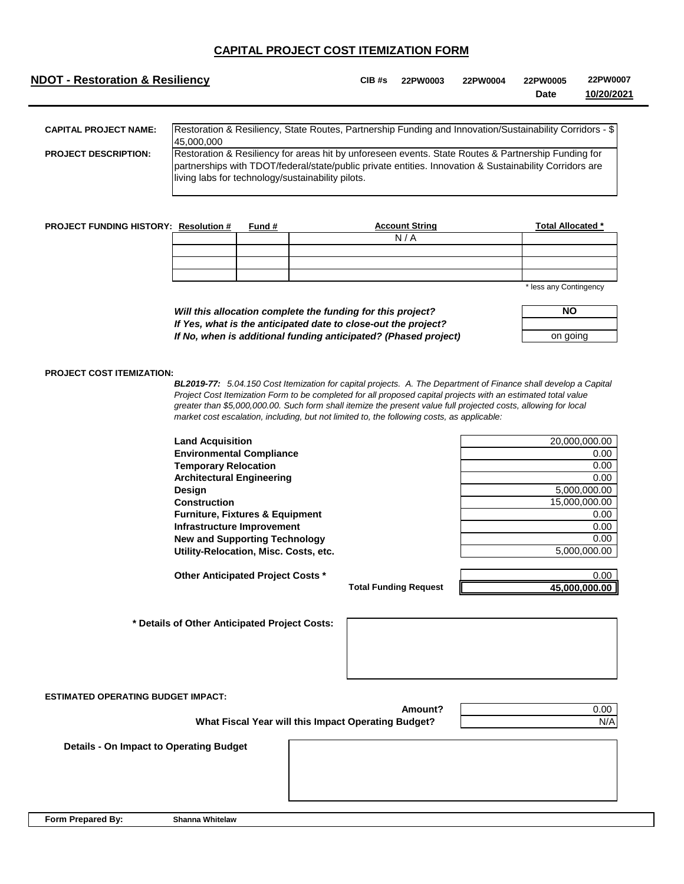## CAPITAL PROJECT COST ITEMIZATION FORM

**NDOT - Restoration & Resiliency**

**CIB #s** 22PW0003 22PW0004 22PW0005 22PW0007

**Date** 10/20/2021

**CAPITAL PROJECT NAME:** Restoration & Resiliency, State Routes, Partnership Funding and Innovation/Sustainability Corridors - $ 45,000,000

**PROJECT DESCRIPTION:** Restoration & Resiliency for areas hit by unforeseen events. State Routes & Partnership Funding for partnerships with TDOT/federal/state/public private entities. Innovation & Sustainability Corridors are living labs for technology/sustainability pilots.

**PROJECT FUNDING HISTORY:**

| Resolution # | Fund # | Account String | Total Allocated * |
|---|---|---|---|
| | | N / A | |
| | | | |
| | | | |
| | | | |

\* less any Contingency

| | |
|---|---|
| *Will this allocation complete the funding for this project?* | NO |
| *If Yes, what is the anticipated date to close-out the project?* | |
| *If No, when is additional funding anticipated? (Phased project)* | on going |

**PROJECT COST ITEMIZATION:**

***BL2019-77:*** *5.04.150 Cost Itemization for capital projects. A. The Department of Finance shall develop a Capital Project Cost Itemization Form to be completed for all proposed capital projects with an estimated total value greater than $5,000,000.00. Such form shall itemize the present value full projected costs, allowing for local market cost escalation, including, but not limited to, the following costs, as applicable:*

| Item | Amount |
|---|---|
| **Land Acquisition** | 20,000,000.00 |
| **Environmental Compliance** | 0.00 |
| **Temporary Relocation** | 0.00 |
| **Architectural Engineering** | 0.00 |
| **Design** | 5,000,000.00 |
| **Construction** | 15,000,000.00 |
| **Furniture, Fixtures & Equipment** | 0.00 |
| **Infrastructure Improvement** | 0.00 |
| **New and Supporting Technology** | 0.00 |
| **Utility-Relocation, Misc. Costs, etc.** | 5,000,000.00 |
| **Other Anticipated Project Costs \*** | 0.00 |
| **Total Funding Request** | **45,000,000.00** |

**\* Details of Other Anticipated Project Costs:**

**ESTIMATED OPERATING BUDGET IMPACT:**

| | |
|---|---|
| **Amount?** | 0.00 |
| **What Fiscal Year will this Impact Operating Budget?** | N/A |

**Details - On Impact to Operating Budget**

**Form Prepared By:** Shanna Whitelaw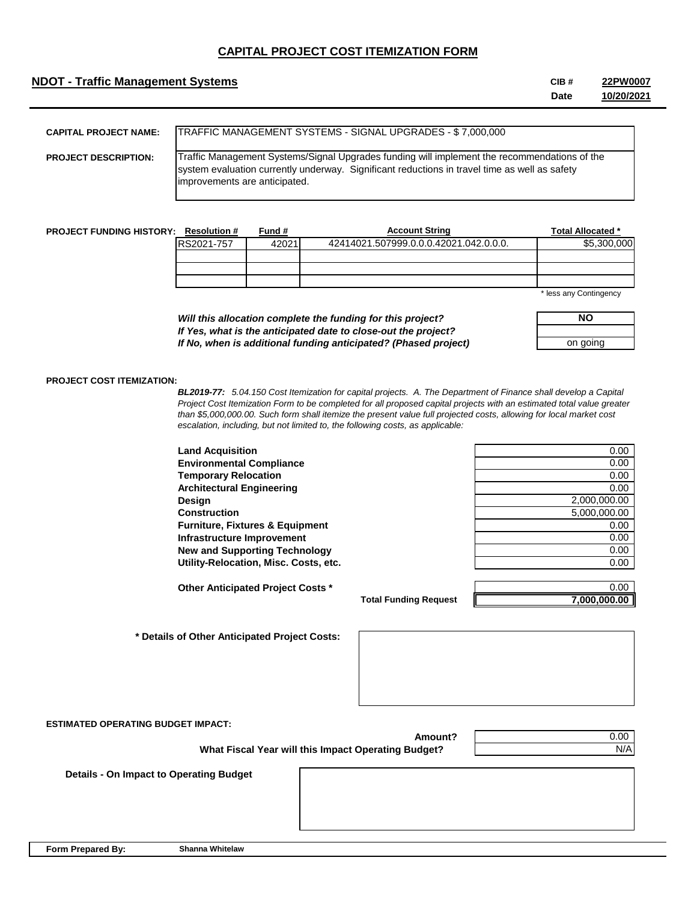# CAPITAL PROJECT COST ITEMIZATION FORM

## NDOT - Traffic Management Systems

**CIB #** 22PW0007
**Date** 10/20/2021

**CAPITAL PROJECT NAME:** TRAFFIC MANAGEMENT SYSTEMS - SIGNAL UPGRADES - $ 7,000,000

**PROJECT DESCRIPTION:** Traffic Management Systems/Signal Upgrades funding will implement the recommendations of the system evaluation currently underway. Significant reductions in travel time as well as safety improvements are anticipated.

**PROJECT FUNDING HISTORY:**

| Resolution # | Fund # | Account String | Total Allocated * |
|---|---|---|---|
| RS2021-757 | 42021 | 42414021.507999.0.0.0.42021.042.0.0.0. | $5,300,000 |
| | | | |
| | | | |
| | | | |

\* less any Contingency

| | |
|---|---|
| *Will this allocation complete the funding for this project?* | NO |
| *If Yes, what is the anticipated date to close-out the project?* | |
| *If No, when is additional funding anticipated? (Phased project)* | on going |

**PROJECT COST ITEMIZATION:**

***BL2019-77:*** *5.04.150 Cost Itemization for capital projects. A. The Department of Finance shall develop a Capital Project Cost Itemization Form to be completed for all proposed capital projects with an estimated total value greater than $5,000,000.00. Such form shall itemize the present value full projected costs, allowing for local market cost escalation, including, but not limited to, the following costs, as applicable:*

| Item | Amount |
|---|---|
| **Land Acquisition** | 0.00 |
| **Environmental Compliance** | 0.00 |
| **Temporary Relocation** | 0.00 |
| **Architectural Engineering** | 0.00 |
| **Design** | 2,000,000.00 |
| **Construction** | 5,000,000.00 |
| **Furniture, Fixtures & Equipment** | 0.00 |
| **Infrastructure Improvement** | 0.00 |
| **New and Supporting Technology** | 0.00 |
| **Utility-Relocation, Misc. Costs, etc.** | 0.00 |
| **Other Anticipated Project Costs *** | 0.00 |
| **Total Funding Request** | **7,000,000.00** |

**\* Details of Other Anticipated Project Costs:**

**ESTIMATED OPERATING BUDGET IMPACT:**

| | |
|---|---|
| **Amount?** | 0.00 |
| **What Fiscal Year will this Impact Operating Budget?** | N/A |

**Details - On Impact to Operating Budget**

**Form Prepared By:** Shanna Whitelaw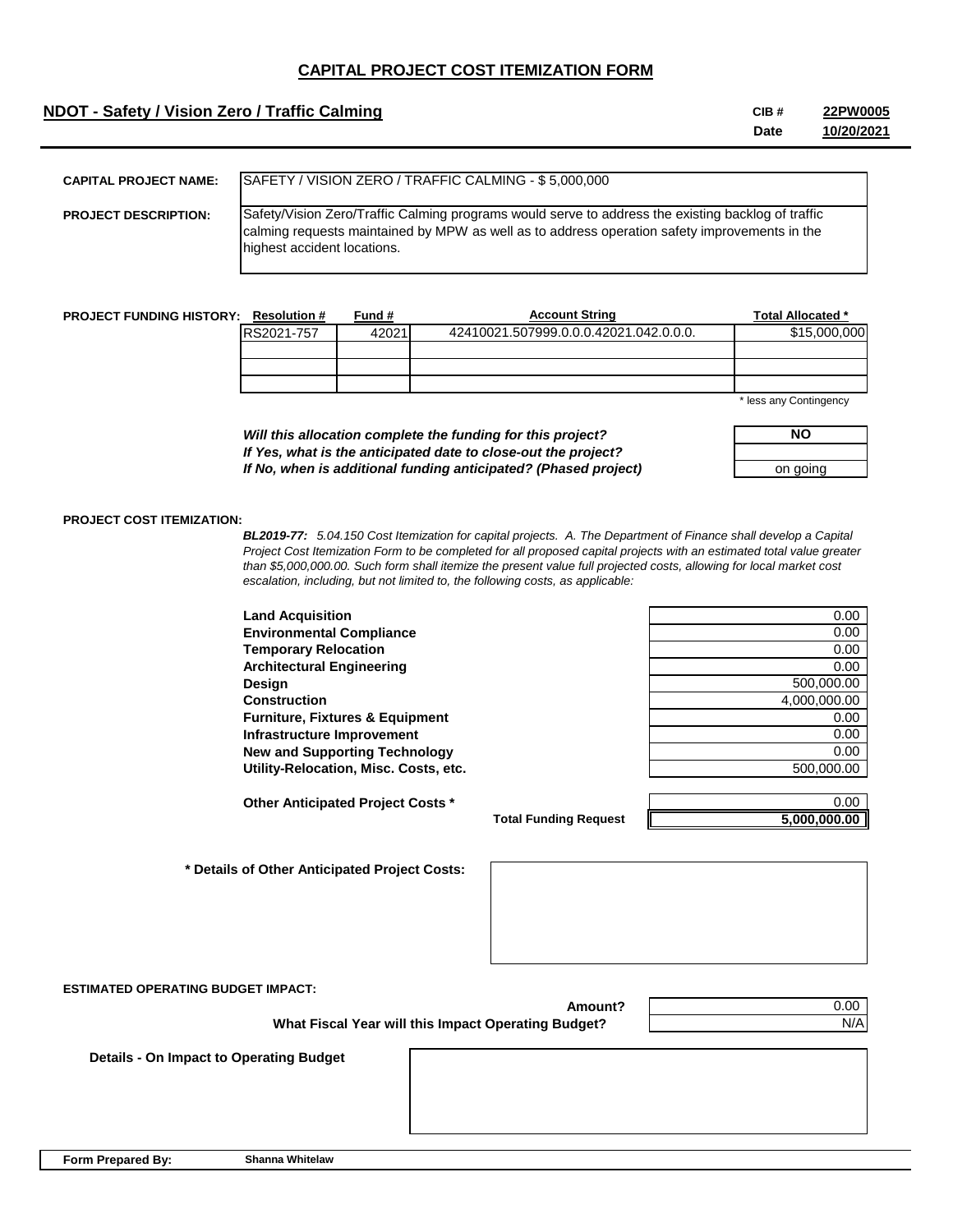# CAPITAL PROJECT COST ITEMIZATION FORM

## NDOT - Safety / Vision Zero / Traffic Calming

**CIB #** 22PW0005
**Date** 10/20/2021

**CAPITAL PROJECT NAME:** SAFETY / VISION ZERO / TRAFFIC CALMING - $ 5,000,000

**PROJECT DESCRIPTION:** Safety/Vision Zero/Traffic Calming programs would serve to address the existing backlog of traffic calming requests maintained by MPW as well as to address operation safety improvements in the highest accident locations.

**PROJECT FUNDING HISTORY:**

| Resolution # | Fund # | Account String | Total Allocated * |
|---|---|---|---|
| RS2021-757 | 42021 | 42410021.507999.0.0.0.42021.042.0.0.0. | $15,000,000 |
| | | | |
| | | | |
| | | | |

\* less any Contingency

| | |
|---|---|
| ***Will this allocation complete the funding for this project?*** | NO |
| ***If Yes, what is the anticipated date to close-out the project?*** | |
| ***If No, when is additional funding anticipated? (Phased project)*** | on going |

**PROJECT COST ITEMIZATION:**

***BL2019-77:*** *5.04.150 Cost Itemization for capital projects. A. The Department of Finance shall develop a Capital Project Cost Itemization Form to be completed for all proposed capital projects with an estimated total value greater than $5,000,000.00. Such form shall itemize the present value full projected costs, allowing for local market cost escalation, including, but not limited to, the following costs, as applicable:*

| Item | Amount |
|---|---|
| **Land Acquisition** | 0.00 |
| **Environmental Compliance** | 0.00 |
| **Temporary Relocation** | 0.00 |
| **Architectural Engineering** | 0.00 |
| **Design** | 500,000.00 |
| **Construction** | 4,000,000.00 |
| **Furniture, Fixtures & Equipment** | 0.00 |
| **Infrastructure Improvement** | 0.00 |
| **New and Supporting Technology** | 0.00 |
| **Utility-Relocation, Misc. Costs, etc.** | 500,000.00 |
| **Other Anticipated Project Costs *** | 0.00 |
| **Total Funding Request** | **5,000,000.00** |

**\* Details of Other Anticipated Project Costs:**

**ESTIMATED OPERATING BUDGET IMPACT:**

| | |
|---|---|
| **Amount?** | 0.00 |
| **What Fiscal Year will this Impact Operating Budget?** | N/A |

**Details - On Impact to Operating Budget**

**Form Prepared By:** Shanna Whitelaw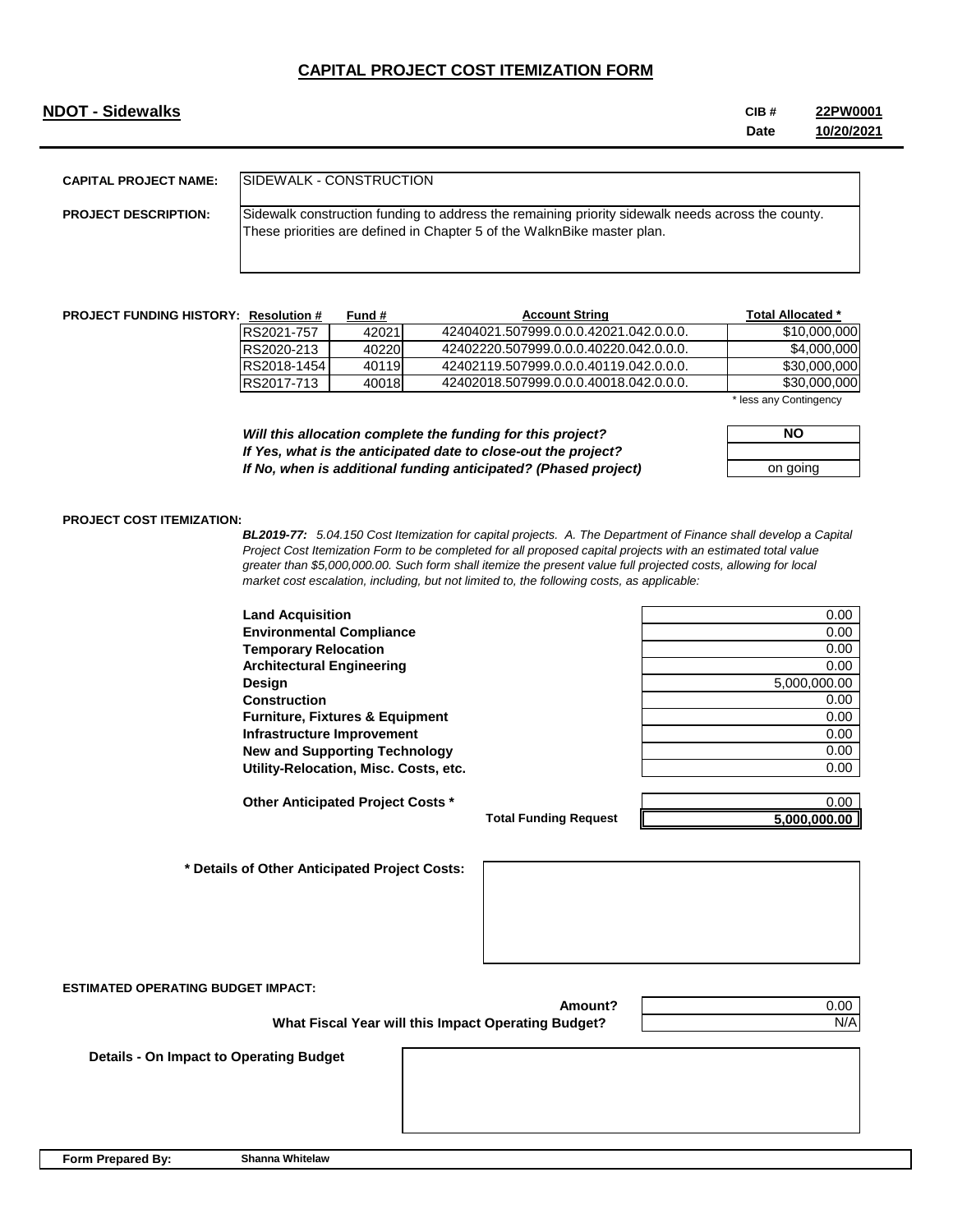# CAPITAL PROJECT COST ITEMIZATION FORM

**NDOT - Sidewalks**

**CIB #** 22PW0001
**Date** 10/20/2021

**CAPITAL PROJECT NAME:** SIDEWALK - CONSTRUCTION

**PROJECT DESCRIPTION:** Sidewalk construction funding to address the remaining priority sidewalk needs across the county. These priorities are defined in Chapter 5 of the WalknBike master plan.

**PROJECT FUNDING HISTORY:**

| Resolution # | Fund # | Account String | Total Allocated * |
|---|---|---|---|
| RS2021-757 | 42021 | 42404021.507999.0.0.0.42021.042.0.0.0. | $10,000,000 |
| RS2020-213 | 40220 | 42402220.507999.0.0.0.40220.042.0.0.0. | $4,000,000 |
| RS2018-1454 | 40119 | 42402119.507999.0.0.0.40119.042.0.0.0. | $30,000,000 |
| RS2017-713 | 40018 | 42402018.507999.0.0.0.40018.042.0.0.0. | $30,000,000 |

\* less any Contingency

| | |
|---|---|
| ***Will this allocation complete the funding for this project?*** | NO |
| ***If Yes, what is the anticipated date to close-out the project?*** | |
| ***If No, when is additional funding anticipated? (Phased project)*** | on going |

**PROJECT COST ITEMIZATION:**

***BL2019-77:*** *5.04.150 Cost Itemization for capital projects. A. The Department of Finance shall develop a Capital Project Cost Itemization Form to be completed for all proposed capital projects with an estimated total value greater than $5,000,000.00. Such form shall itemize the present value full projected costs, allowing for local market cost escalation, including, but not limited to, the following costs, as applicable:*

| Item | Amount |
|---|---|
| **Land Acquisition** | 0.00 |
| **Environmental Compliance** | 0.00 |
| **Temporary Relocation** | 0.00 |
| **Architectural Engineering** | 0.00 |
| **Design** | 5,000,000.00 |
| **Construction** | 0.00 |
| **Furniture, Fixtures & Equipment** | 0.00 |
| **Infrastructure Improvement** | 0.00 |
| **New and Supporting Technology** | 0.00 |
| **Utility-Relocation, Misc. Costs, etc.** | 0.00 |
| **Other Anticipated Project Costs *** | 0.00 |
| **Total Funding Request** | **5,000,000.00** |

**\* Details of Other Anticipated Project Costs:**

**ESTIMATED OPERATING BUDGET IMPACT:**

| | |
|---|---|
| **Amount?** | 0.00 |
| **What Fiscal Year will this Impact Operating Budget?** | N/A |

**Details - On Impact to Operating Budget**

**Form Prepared By:** Shanna Whitelaw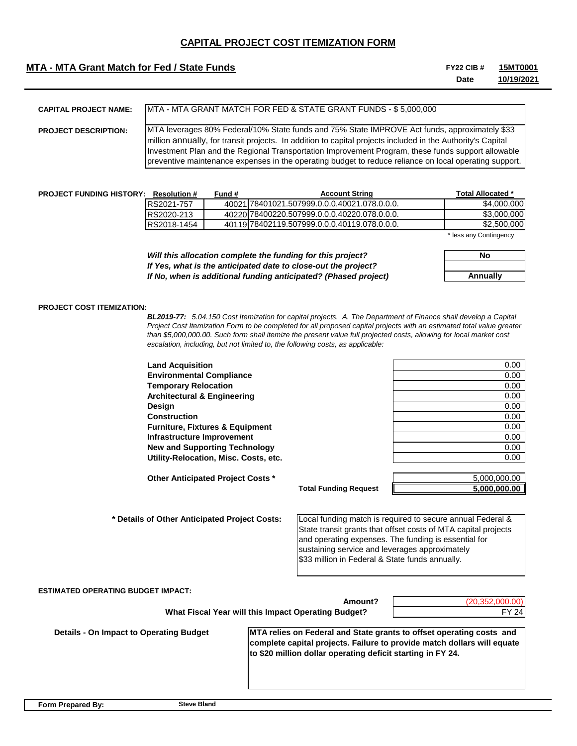# CAPITAL PROJECT COST ITEMIZATION FORM

## MTA - MTA Grant Match for Fed / State Funds

**FY22 CIB #** **15MT0001**
**Date** **10/19/2021**

**CAPITAL PROJECT NAME:** MTA - MTA GRANT MATCH FOR FED & STATE GRANT FUNDS - $ 5,000,000

**PROJECT DESCRIPTION:** MTA leverages 80% Federal/10% State funds and 75% State IMPROVE Act funds, approximately $33 million annually, for transit projects. In addition to capital projects included in the Authority's Capital Investment Plan and the Regional Transportation Improvement Program, these funds support allowable preventive maintenance expenses in the operating budget to reduce reliance on local operating support.

**PROJECT FUNDING HISTORY:**

| Resolution # | Fund # | Account String | Total Allocated * |
|---|---|---|---|
| RS2021-757 | 40021 | 78401021.507999.0.0.0.40021.078.0.0.0. | $4,000,000 |
| RS2020-213 | 40220 | 78400220.507999.0.0.0.40220.078.0.0.0. | $3,000,000 |
| RS2018-1454 | 40119 | 78402119.507999.0.0.0.40119.078.0.0.0. | $2,500,000 |

\* less any Contingency

| | |
|---|---|
| *Will this allocation complete the funding for this project?* | No |
| *If Yes, what is the anticipated date to close-out the project?* | |
| *If No, when is additional funding anticipated? (Phased project)* | Annually |

**PROJECT COST ITEMIZATION:**

***BL2019-77:*** *5.04.150 Cost Itemization for capital projects. A. The Department of Finance shall develop a Capital Project Cost Itemization Form to be completed for all proposed capital projects with an estimated total value greater than $5,000,000.00. Such form shall itemize the present value full projected costs, allowing for local market cost escalation, including, but not limited to, the following costs, as applicable:*

| Item | Amount |
|---|---|
| **Land Acquisition** | 0.00 |
| **Environmental Compliance** | 0.00 |
| **Temporary Relocation** | 0.00 |
| **Architectural & Engineering** | 0.00 |
| **Design** | 0.00 |
| **Construction** | 0.00 |
| **Furniture, Fixtures & Equipment** | 0.00 |
| **Infrastructure Improvement** | 0.00 |
| **New and Supporting Technology** | 0.00 |
| **Utility-Relocation, Misc. Costs, etc.** | 0.00 |
| **Other Anticipated Project Costs *** | 5,000,000.00 |
| **Total Funding Request** | **5,000,000.00** |

**\* Details of Other Anticipated Project Costs:** Local funding match is required to secure annual Federal & State transit grants that offset costs of MTA capital projects and operating expenses. The funding is essential for sustaining service and leverages approximately $33 million in Federal & State funds annually.

**ESTIMATED OPERATING BUDGET IMPACT:**

| | |
|---|---|
| **Amount?** | (20,352,000.00) |
| **What Fiscal Year will this Impact Operating Budget?** | FY 24 |

**Details - On Impact to Operating Budget:** **MTA relies on Federal and State grants to offset operating costs and complete capital projects. Failure to provide match dollars will equate to $20 million dollar operating deficit starting in FY 24.**

**Form Prepared By:** **Steve Bland**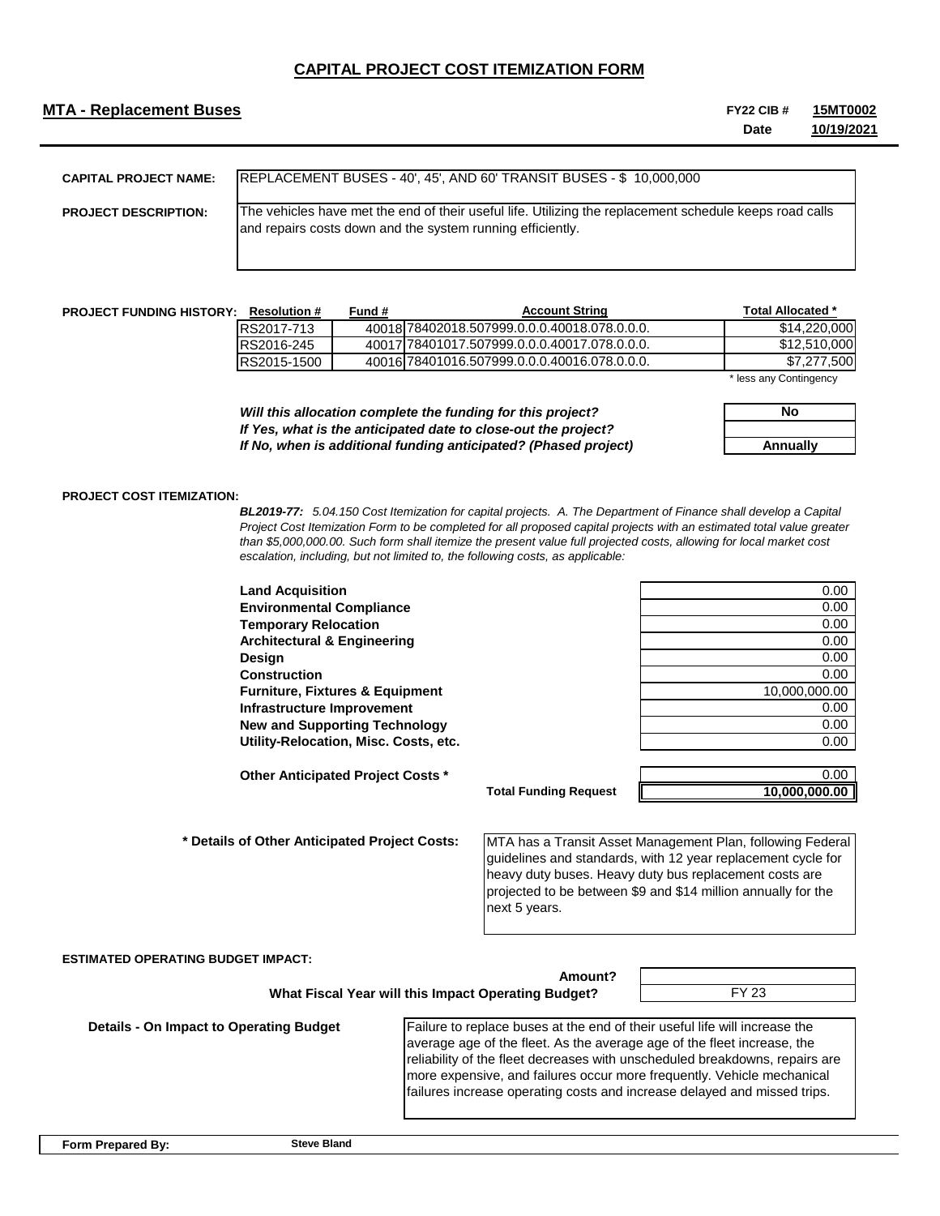# CAPITAL PROJECT COST ITEMIZATION FORM

**MTA - Replacement Buses**

**FY22 CIB #** 15MT0002
**Date** 10/19/2021

**CAPITAL PROJECT NAME:** REPLACEMENT BUSES - 40', 45', AND 60' TRANSIT BUSES - $ 10,000,000

**PROJECT DESCRIPTION:** The vehicles have met the end of their useful life. Utilizing the replacement schedule keeps road calls and repairs costs down and the system running efficiently.

**PROJECT FUNDING HISTORY:**

| Resolution # | Fund # | Account String | Total Allocated * |
|---|---|---|---|
| RS2017-713 | 40018 | 78402018.507999.0.0.0.40018.078.0.0.0. | $14,220,000 |
| RS2016-245 | 40017 | 78401017.507999.0.0.0.40017.078.0.0.0. | $12,510,000 |
| RS2015-1500 | 40016 | 78401016.507999.0.0.0.40016.078.0.0.0. | $7,277,500 |

\* less any Contingency

| | |
|---|---|
| *Will this allocation complete the funding for this project?* | No |
| *If Yes, what is the anticipated date to close-out the project?* | |
| *If No, when is additional funding anticipated? (Phased project)* | Annually |

**PROJECT COST ITEMIZATION:**

***BL2019-77:*** *5.04.150 Cost Itemization for capital projects. A. The Department of Finance shall develop a Capital Project Cost Itemization Form to be completed for all proposed capital projects with an estimated total value greater than $5,000,000.00. Such form shall itemize the present value full projected costs, allowing for local market cost escalation, including, but not limited to, the following costs, as applicable:*

| Item | Amount |
|---|---|
| **Land Acquisition** | 0.00 |
| **Environmental Compliance** | 0.00 |
| **Temporary Relocation** | 0.00 |
| **Architectural & Engineering** | 0.00 |
| **Design** | 0.00 |
| **Construction** | 0.00 |
| **Furniture, Fixtures & Equipment** | 10,000,000.00 |
| **Infrastructure Improvement** | 0.00 |
| **New and Supporting Technology** | 0.00 |
| **Utility-Relocation, Misc. Costs, etc.** | 0.00 |
| **Other Anticipated Project Costs \*** | 0.00 |
| **Total Funding Request** | **10,000,000.00** |

**\* Details of Other Anticipated Project Costs:** MTA has a Transit Asset Management Plan, following Federal guidelines and standards, with 12 year replacement cycle for heavy duty buses. Heavy duty bus replacement costs are projected to be between $9 and $14 million annually for the next 5 years.

**ESTIMATED OPERATING BUDGET IMPACT:**

| | |
|---|---|
| **Amount?** | |
| **What Fiscal Year will this Impact Operating Budget?** | FY 23 |

**Details - On Impact to Operating Budget:** Failure to replace buses at the end of their useful life will increase the average age of the fleet. As the average age of the fleet increase, the reliability of the fleet decreases with unscheduled breakdowns, repairs are more expensive, and failures occur more frequently. Vehicle mechanical failures increase operating costs and increase delayed and missed trips.

**Form Prepared By:** Steve Bland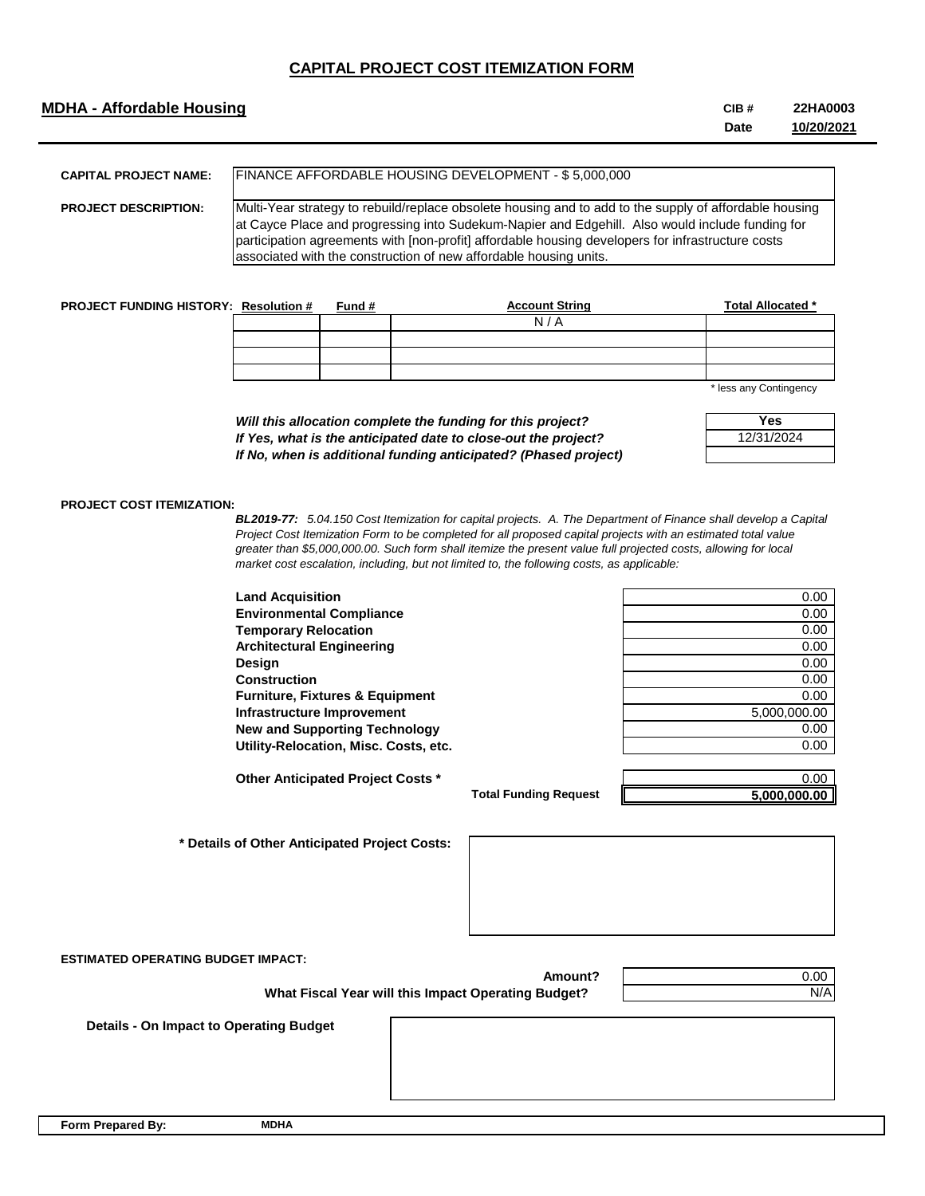# CAPITAL PROJECT COST ITEMIZATION FORM

**MDHA - Affordable Housing**

**CIB #** 22HA0003
**Date** 10/20/2021

**CAPITAL PROJECT NAME:** FINANCE AFFORDABLE HOUSING DEVELOPMENT - $ 5,000,000

**PROJECT DESCRIPTION:** Multi-Year strategy to rebuild/replace obsolete housing and to add to the supply of affordable housing at Cayce Place and progressing into Sudekum-Napier and Edgehill. Also would include funding for participation agreements with [non-profit] affordable housing developers for infrastructure costs associated with the construction of new affordable housing units.

**PROJECT FUNDING HISTORY:**

| Resolution # | Fund # | Account String | Total Allocated * |
|---|---|---|---|
| | | N / A | |
| | | | |
| | | | |
| | | | |

\* less any Contingency

| | |
|---|---|
| *Will this allocation complete the funding for this project?* | Yes |
| *If Yes, what is the anticipated date to close-out the project?* | 12/31/2024 |
| *If No, when is additional funding anticipated? (Phased project)* | |

**PROJECT COST ITEMIZATION:**

***BL2019-77:*** *5.04.150 Cost Itemization for capital projects. A. The Department of Finance shall develop a Capital Project Cost Itemization Form to be completed for all proposed capital projects with an estimated total value greater than $5,000,000.00. Such form shall itemize the present value full projected costs, allowing for local market cost escalation, including, but not limited to, the following costs, as applicable:*

| Item | Amount |
|---|---|
| **Land Acquisition** | 0.00 |
| **Environmental Compliance** | 0.00 |
| **Temporary Relocation** | 0.00 |
| **Architectural Engineering** | 0.00 |
| **Design** | 0.00 |
| **Construction** | 0.00 |
| **Furniture, Fixtures & Equipment** | 0.00 |
| **Infrastructure Improvement** | 5,000,000.00 |
| **New and Supporting Technology** | 0.00 |
| **Utility-Relocation, Misc. Costs, etc.** | 0.00 |
| **Other Anticipated Project Costs *** | 0.00 |
| **Total Funding Request** | **5,000,000.00** |

**\* Details of Other Anticipated Project Costs:**

**ESTIMATED OPERATING BUDGET IMPACT:**

| | |
|---|---|
| **Amount?** | 0.00 |
| **What Fiscal Year will this Impact Operating Budget?** | N/A |

**Details - On Impact to Operating Budget**

**Form Prepared By:** MDHA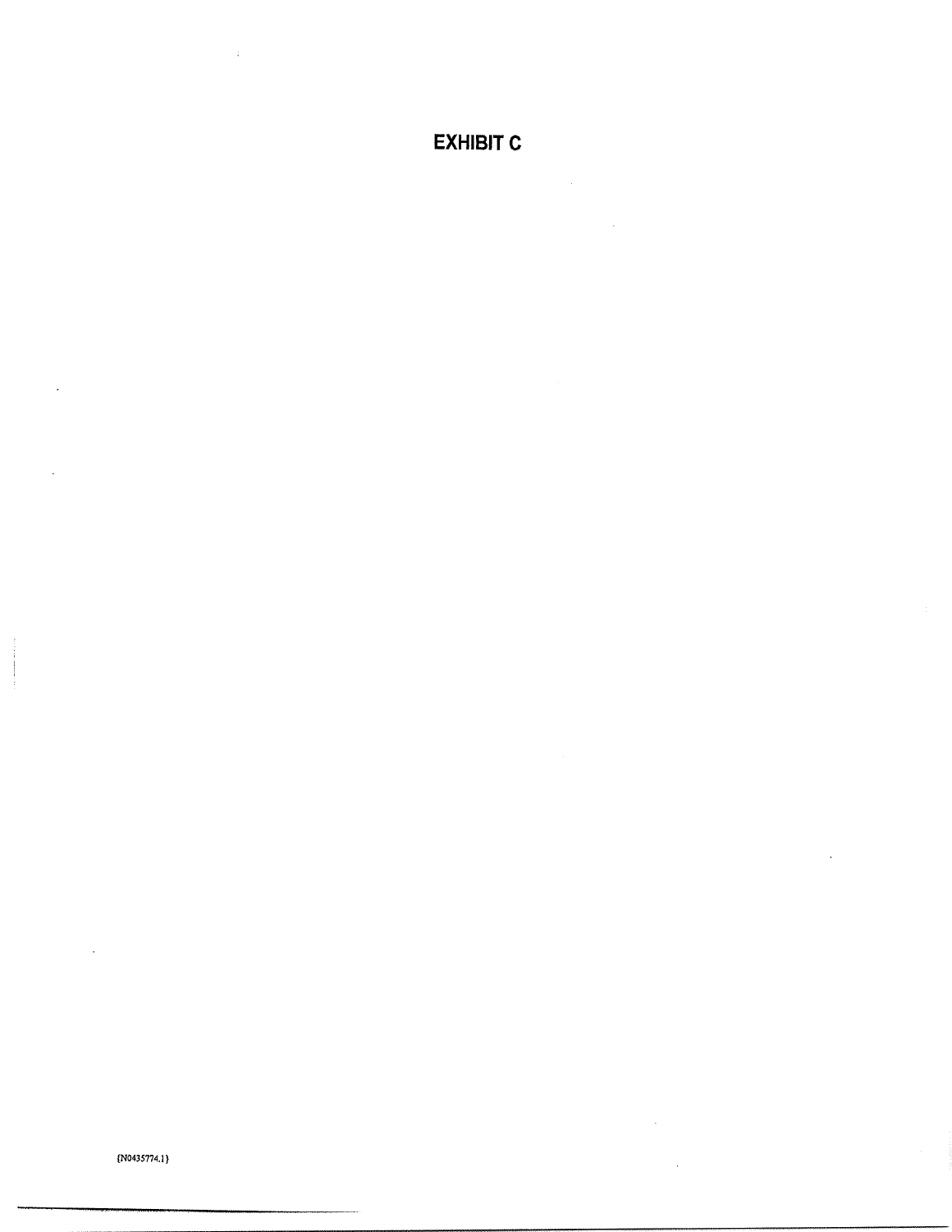# EXHIBIT C

{N0435774.1}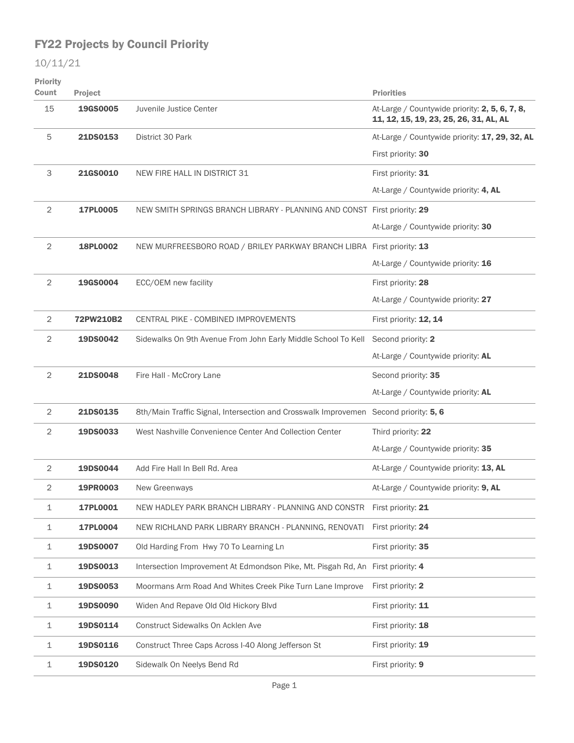# FY22 Projects by Council Priority

10/11/21

| Priority Count | Project | | Priorities |
|---|---|---|---|
| 15 | **19GS0005** | Juvenile Justice Center | At-Large / Countywide priority: **2, 5, 6, 7, 8, 11, 12, 15, 19, 23, 25, 26, 31, AL, AL** |
| 5 | **21DS0153** | District 30 Park | At-Large / Countywide priority: **17, 29, 32, AL** |
| | | | First priority: **30** |
| 3 | **21GS0010** | NEW FIRE HALL IN DISTRICT 31 | First priority: **31** |
| | | | At-Large / Countywide priority: **4, AL** |
| 2 | **17PL0005** | NEW SMITH SPRINGS BRANCH LIBRARY - PLANNING AND CONST | First priority: **29** |
| | | | At-Large / Countywide priority: **30** |
| 2 | **18PL0002** | NEW MURFREESBORO ROAD / BRILEY PARKWAY BRANCH LIBRA | First priority: **13** |
| | | | At-Large / Countywide priority: **16** |
| 2 | **19GS0004** | ECC/OEM new facility | First priority: **28** |
| | | | At-Large / Countywide priority: **27** |
| 2 | **72PW210B2** | CENTRAL PIKE - COMBINED IMPROVEMENTS | First priority: **12, 14** |
| 2 | **19DS0042** | Sidewalks On 9th Avenue From John Early Middle School To Kell | Second priority: **2** |
| | | | At-Large / Countywide priority: **AL** |
| 2 | **21DS0048** | Fire Hall - McCrory Lane | Second priority: **35** |
| | | | At-Large / Countywide priority: **AL** |
| 2 | **21DS0135** | 8th/Main Traffic Signal, Intersection and Crosswalk Improvemen | Second priority: **5, 6** |
| 2 | **19DS0033** | West Nashville Convenience Center And Collection Center | Third priority: **22** |
| | | | At-Large / Countywide priority: **35** |
| 2 | **19DS0044** | Add Fire Hall In Bell Rd. Area | At-Large / Countywide priority: **13, AL** |
| 2 | **19PR0003** | New Greenways | At-Large / Countywide priority: **9, AL** |
| 1 | **17PL0001** | NEW HADLEY PARK BRANCH LIBRARY - PLANNING AND CONSTR | First priority: **21** |
| 1 | **17PL0004** | NEW RICHLAND PARK LIBRARY BRANCH - PLANNING, RENOVATI | First priority: **24** |
| 1 | **19DS0007** | Old Harding From Hwy 70 To Learning Ln | First priority: **35** |
| 1 | **19DS0013** | Intersection Improvement At Edmondson Pike, Mt. Pisgah Rd, An | First priority: **4** |
| 1 | **19DS0053** | Moormans Arm Road And Whites Creek Pike Turn Lane Improve | First priority: **2** |
| 1 | **19DS0090** | Widen And Repave Old Old Hickory Blvd | First priority: **11** |
| 1 | **19DS0114** | Construct Sidewalks On Acklen Ave | First priority: **18** |
| 1 | **19DS0116** | Construct Three Caps Across I-40 Along Jefferson St | First priority: **19** |
| 1 | **19DS0120** | Sidewalk On Neelys Bend Rd | First priority: **9** |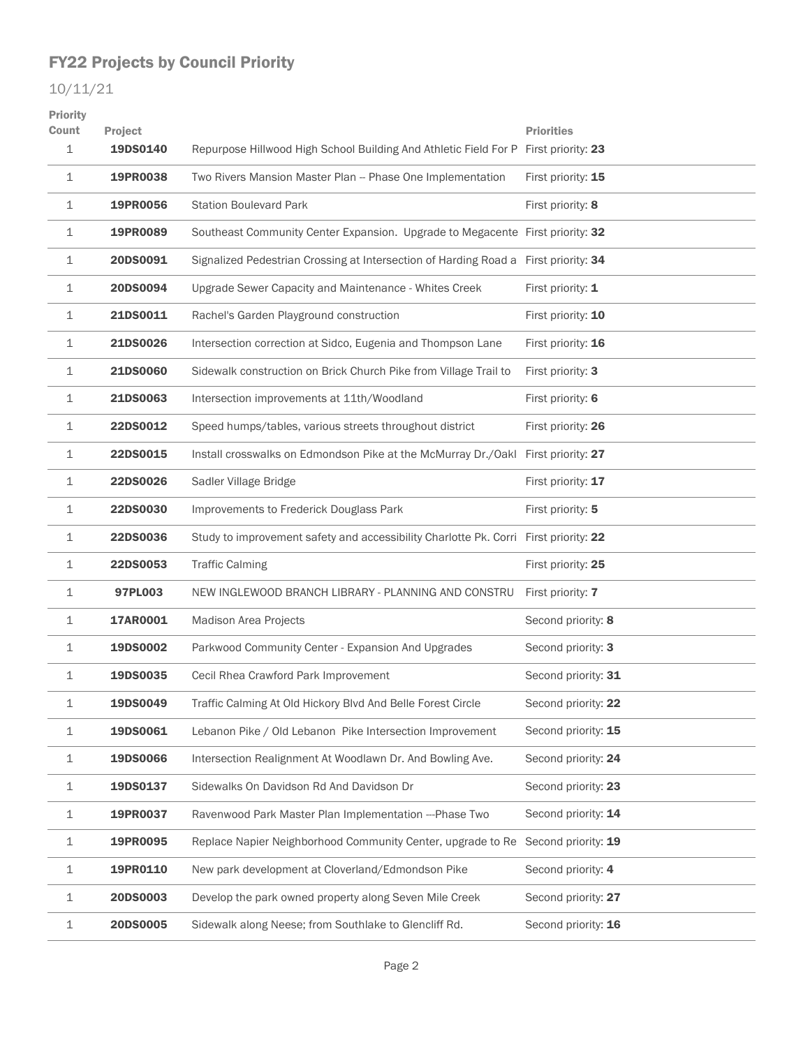## FY22 Projects by Council Priority

10/11/21

| Priority Count | Project | | Priorities |
|---|---|---|---|
| 1 | **19DS0140** | Repurpose Hillwood High School Building And Athletic Field For P | First priority: **23** |
| 1 | **19PR0038** | Two Rivers Mansion Master Plan -- Phase One Implementation | First priority: **15** |
| 1 | **19PR0056** | Station Boulevard Park | First priority: **8** |
| 1 | **19PR0089** | Southeast Community Center Expansion. Upgrade to Megacente | First priority: **32** |
| 1 | **20DS0091** | Signalized Pedestrian Crossing at Intersection of Harding Road a | First priority: **34** |
| 1 | **20DS0094** | Upgrade Sewer Capacity and Maintenance - Whites Creek | First priority: **1** |
| 1 | **21DS0011** | Rachel's Garden Playground construction | First priority: **10** |
| 1 | **21DS0026** | Intersection correction at Sidco, Eugenia and Thompson Lane | First priority: **16** |
| 1 | **21DS0060** | Sidewalk construction on Brick Church Pike from Village Trail to | First priority: **3** |
| 1 | **21DS0063** | Intersection improvements at 11th/Woodland | First priority: **6** |
| 1 | **22DS0012** | Speed humps/tables, various streets throughout district | First priority: **26** |
| 1 | **22DS0015** | Install crosswalks on Edmondson Pike at the McMurray Dr./Oakl | First priority: **27** |
| 1 | **22DS0026** | Sadler Village Bridge | First priority: **17** |
| 1 | **22DS0030** | Improvements to Frederick Douglass Park | First priority: **5** |
| 1 | **22DS0036** | Study to improvement safety and accessibility Charlotte Pk. Corri | First priority: **22** |
| 1 | **22DS0053** | Traffic Calming | First priority: **25** |
| 1 | **97PL003** | NEW INGLEWOOD BRANCH LIBRARY - PLANNING AND CONSTRU | First priority: **7** |
| 1 | **17AR0001** | Madison Area Projects | Second priority: **8** |
| 1 | **19DS0002** | Parkwood Community Center - Expansion And Upgrades | Second priority: **3** |
| 1 | **19DS0035** | Cecil Rhea Crawford Park Improvement | Second priority: **31** |
| 1 | **19DS0049** | Traffic Calming At Old Hickory Blvd And Belle Forest Circle | Second priority: **22** |
| 1 | **19DS0061** | Lebanon Pike / Old Lebanon Pike Intersection Improvement | Second priority: **15** |
| 1 | **19DS0066** | Intersection Realignment At Woodlawn Dr. And Bowling Ave. | Second priority: **24** |
| 1 | **19DS0137** | Sidewalks On Davidson Rd And Davidson Dr | Second priority: **23** |
| 1 | **19PR0037** | Ravenwood Park Master Plan Implementation ---Phase Two | Second priority: **14** |
| 1 | **19PR0095** | Replace Napier Neighborhood Community Center, upgrade to Re | Second priority: **19** |
| 1 | **19PR0110** | New park development at Cloverland/Edmondson Pike | Second priority: **4** |
| 1 | **20DS0003** | Develop the park owned property along Seven Mile Creek | Second priority: **27** |
| 1 | **20DS0005** | Sidewalk along Neese; from Southlake to Glencliff Rd. | Second priority: **16** |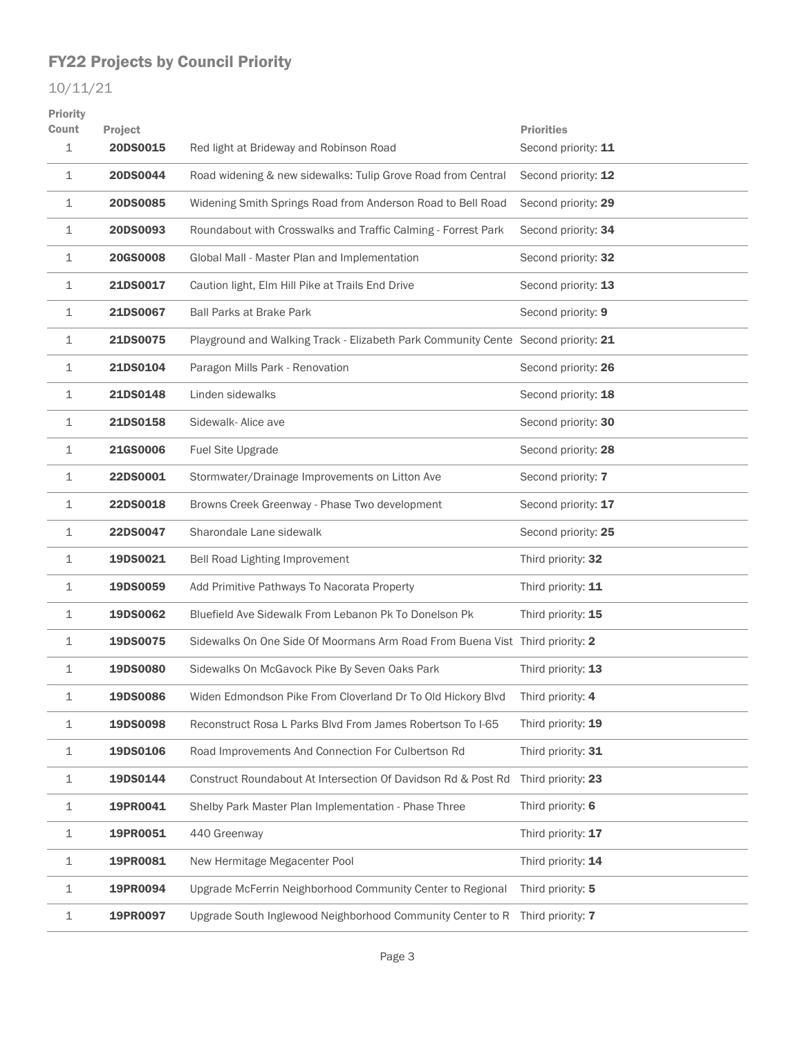## FY22 Projects by Council Priority

10/11/21

| Priority Count | Project | | Priorities |
|---|---|---|---|
| 1 | **20DS0015** | Red light at Brideway and Robinson Road | Second priority: **11** |
| 1 | **20DS0044** | Road widening & new sidewalks: Tulip Grove Road from Central | Second priority: **12** |
| 1 | **20DS0085** | Widening Smith Springs Road from Anderson Road to Bell Road | Second priority: **29** |
| 1 | **20DS0093** | Roundabout with Crosswalks and Traffic Calming - Forrest Park | Second priority: **34** |
| 1 | **20GS0008** | Global Mall - Master Plan and Implementation | Second priority: **32** |
| 1 | **21DS0017** | Caution light, Elm Hill Pike at Trails End Drive | Second priority: **13** |
| 1 | **21DS0067** | Ball Parks at Brake Park | Second priority: **9** |
| 1 | **21DS0075** | Playground and Walking Track - Elizabeth Park Community Cente | Second priority: **21** |
| 1 | **21DS0104** | Paragon Mills Park - Renovation | Second priority: **26** |
| 1 | **21DS0148** | Linden sidewalks | Second priority: **18** |
| 1 | **21DS0158** | Sidewalk- Alice ave | Second priority: **30** |
| 1 | **21GS0006** | Fuel Site Upgrade | Second priority: **28** |
| 1 | **22DS0001** | Stormwater/Drainage Improvements on Litton Ave | Second priority: **7** |
| 1 | **22DS0018** | Browns Creek Greenway - Phase Two development | Second priority: **17** |
| 1 | **22DS0047** | Sharondale Lane sidewalk | Second priority: **25** |
| 1 | **19DS0021** | Bell Road Lighting Improvement | Third priority: **32** |
| 1 | **19DS0059** | Add Primitive Pathways To Nacorata Property | Third priority: **11** |
| 1 | **19DS0062** | Bluefield Ave Sidewalk From Lebanon Pk To Donelson Pk | Third priority: **15** |
| 1 | **19DS0075** | Sidewalks On One Side Of Moormans Arm Road From Buena Vist | Third priority: **2** |
| 1 | **19DS0080** | Sidewalks On McGavock Pike By Seven Oaks Park | Third priority: **13** |
| 1 | **19DS0086** | Widen Edmondson Pike From Cloverland Dr To Old Hickory Blvd | Third priority: **4** |
| 1 | **19DS0098** | Reconstruct Rosa L Parks Blvd From James Robertson To I-65 | Third priority: **19** |
| 1 | **19DS0106** | Road Improvements And Connection For Culbertson Rd | Third priority: **31** |
| 1 | **19DS0144** | Construct Roundabout At Intersection Of Davidson Rd & Post Rd | Third priority: **23** |
| 1 | **19PR0041** | Shelby Park Master Plan Implementation - Phase Three | Third priority: **6** |
| 1 | **19PR0051** | 440 Greenway | Third priority: **17** |
| 1 | **19PR0081** | New Hermitage Megacenter Pool | Third priority: **14** |
| 1 | **19PR0094** | Upgrade McFerrin Neighborhood Community Center to Regional | Third priority: **5** |
| 1 | **19PR0097** | Upgrade South Inglewood Neighborhood Community Center to R | Third priority: **7** |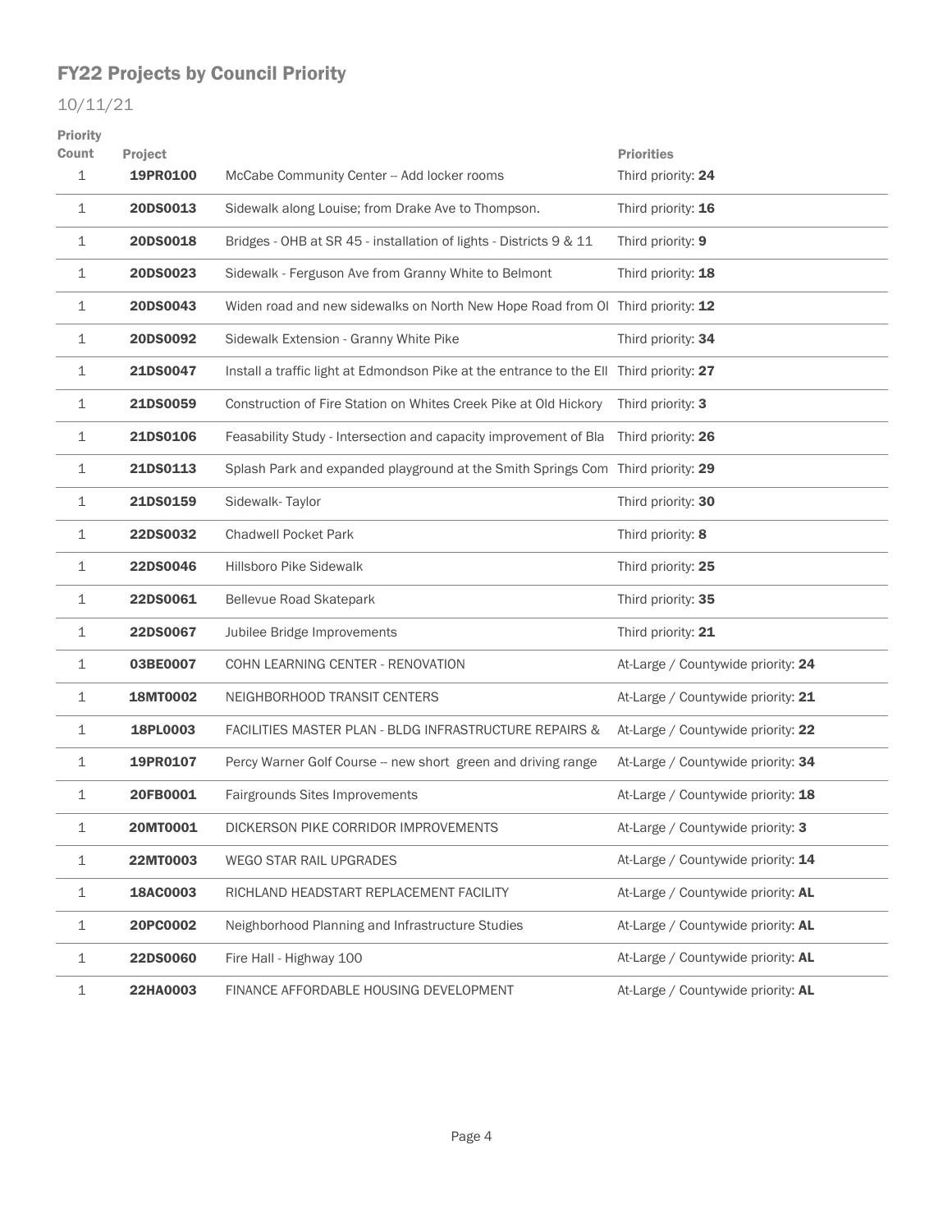# FY22 Projects by Council Priority

10/11/21

| Priority Count | Project | | Priorities |
|---|---|---|---|
| 1 | **19PR0100** | McCabe Community Center -- Add locker rooms | Third priority: **24** |
| 1 | **20DS0013** | Sidewalk along Louise; from Drake Ave to Thompson. | Third priority: **16** |
| 1 | **20DS0018** | Bridges - OHB at SR 45 - installation of lights - Districts 9 & 11 | Third priority: **9** |
| 1 | **20DS0023** | Sidewalk - Ferguson Ave from Granny White to Belmont | Third priority: **18** |
| 1 | **20DS0043** | Widen road and new sidewalks on North New Hope Road from Ol | Third priority: **12** |
| 1 | **20DS0092** | Sidewalk Extension - Granny White Pike | Third priority: **34** |
| 1 | **21DS0047** | Install a traffic light at Edmondson Pike at the entrance to the Ell | Third priority: **27** |
| 1 | **21DS0059** | Construction of Fire Station on Whites Creek Pike at Old Hickory | Third priority: **3** |
| 1 | **21DS0106** | Feasability Study - Intersection and capacity improvement of Bla | Third priority: **26** |
| 1 | **21DS0113** | Splash Park and expanded playground at the Smith Springs Com | Third priority: **29** |
| 1 | **21DS0159** | Sidewalk- Taylor | Third priority: **30** |
| 1 | **22DS0032** | Chadwell Pocket Park | Third priority: **8** |
| 1 | **22DS0046** | Hillsboro Pike Sidewalk | Third priority: **25** |
| 1 | **22DS0061** | Bellevue Road Skatepark | Third priority: **35** |
| 1 | **22DS0067** | Jubilee Bridge Improvements | Third priority: **21** |
| 1 | **03BE0007** | COHN LEARNING CENTER - RENOVATION | At-Large / Countywide priority: **24** |
| 1 | **18MT0002** | NEIGHBORHOOD TRANSIT CENTERS | At-Large / Countywide priority: **21** |
| 1 | **18PL0003** | FACILITIES MASTER PLAN - BLDG INFRASTRUCTURE REPAIRS & | At-Large / Countywide priority: **22** |
| 1 | **19PR0107** | Percy Warner Golf Course -- new short green and driving range | At-Large / Countywide priority: **34** |
| 1 | **20FB0001** | Fairgrounds Sites Improvements | At-Large / Countywide priority: **18** |
| 1 | **20MT0001** | DICKERSON PIKE CORRIDOR IMPROVEMENTS | At-Large / Countywide priority: **3** |
| 1 | **22MT0003** | WEGO STAR RAIL UPGRADES | At-Large / Countywide priority: **14** |
| 1 | **18AC0003** | RICHLAND HEADSTART REPLACEMENT FACILITY | At-Large / Countywide priority: **AL** |
| 1 | **20PC0002** | Neighborhood Planning and Infrastructure Studies | At-Large / Countywide priority: **AL** |
| 1 | **22DS0060** | Fire Hall - Highway 100 | At-Large / Countywide priority: **AL** |
| 1 | **22HA0003** | FINANCE AFFORDABLE HOUSING DEVELOPMENT | At-Large / Countywide priority: **AL** |